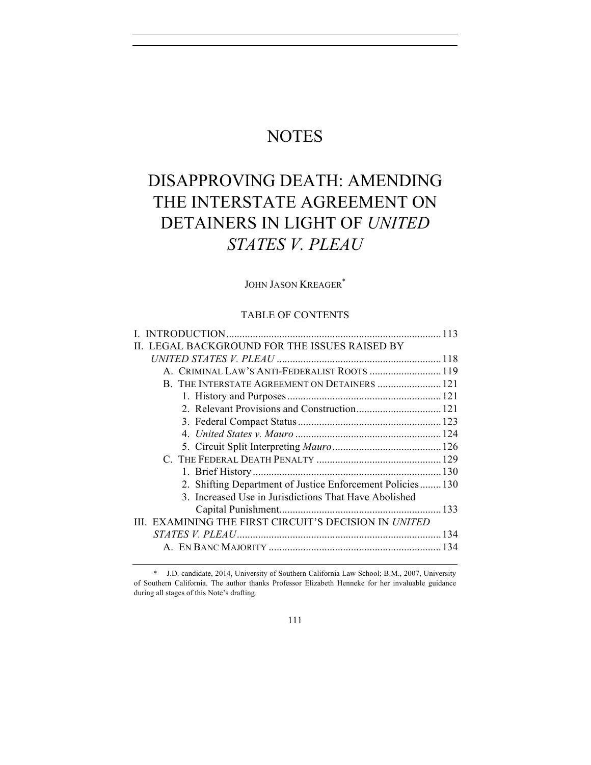# NOTES

# DISAPPROVING DEATH: AMENDING THE INTERSTATE AGREEMENT ON DETAINERS IN LIGHT OF *UNITED STATES V. PLEAU*

JOHN JASON KREAGER*

## TABLE OF CONTENTS

I. INTRODUCTION ........................................................................ 113
II. LEGAL BACKGROUND FOR THE ISSUES RAISED BY *UNITED STATES V. PLEAU* ........................................................................ 118
- A. CRIMINAL LAW'S ANTI-FEDERALIST ROOTS ........................ 119
- B. THE INTERSTATE AGREEMENT ON DETAINERS ........................ 121
  - 1. History and Purposes ........................................................ 121
  - 2. Relevant Provisions and Construction ................................ 121
  - 3. Federal Compact Status ...................................................... 123
  - 4. *United States v. Mauro* ...................................................... 124
  - 5. Circuit Split Interpreting *Mauro* ........................................ 126
- C. THE FEDERAL DEATH PENALTY ............................................ 129
  - 1. Brief History ...................................................................... 130
  - 2. Shifting Department of Justice Enforcement Policies ........ 130
  - 3. Increased Use in Jurisdictions That Have Abolished Capital Punishment ................................................................ 133

III. EXAMINING THE FIRST CIRCUIT'S DECISION IN *UNITED STATES V. PLEAU* ........................................................................ 134
- A. EN BANC MAJORITY ................................................................ 134

\* J.D. candidate, 2014, University of Southern California Law School; B.M., 2007, University of Southern California. The author thanks Professor Elizabeth Henneke for her invaluable guidance during all stages of this Note's drafting.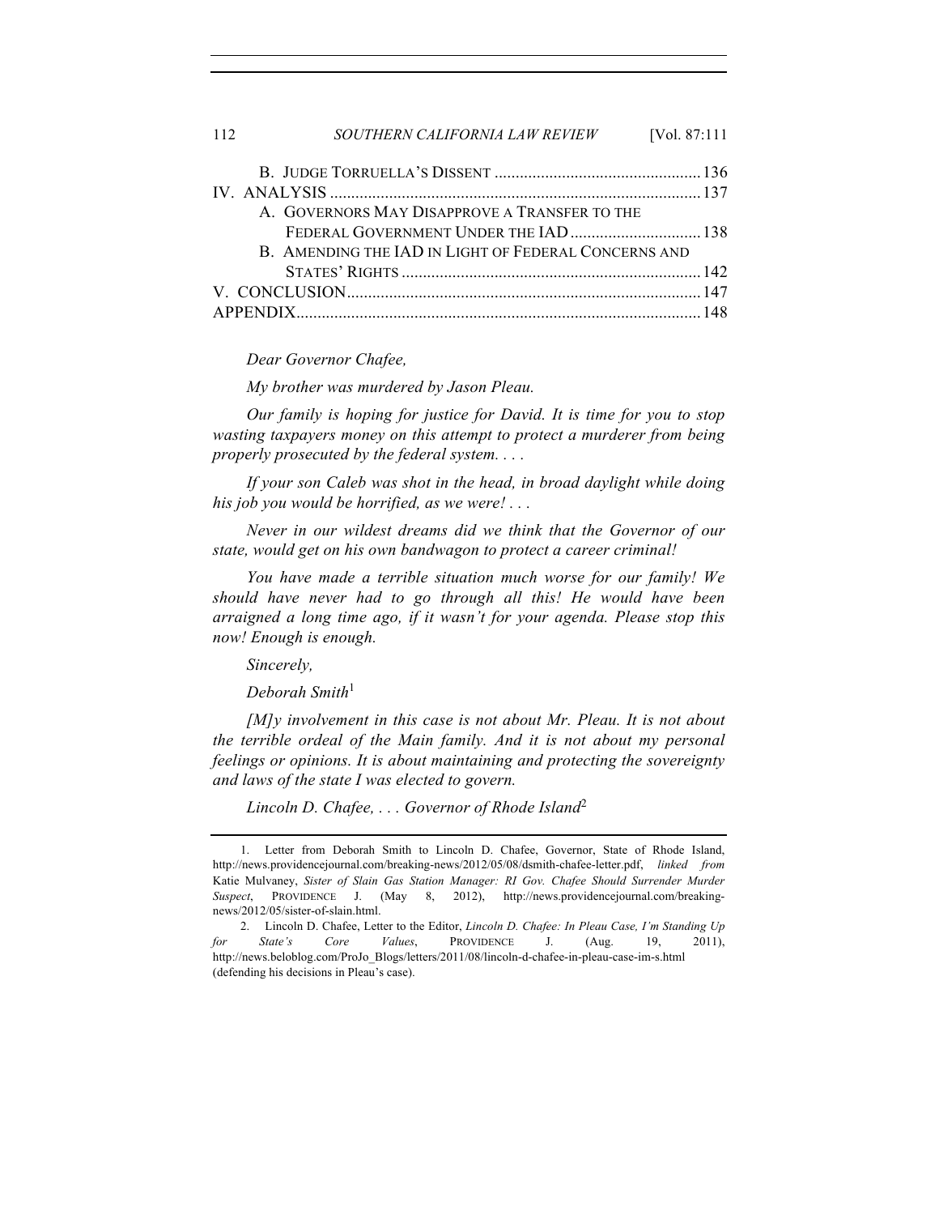B. JUDGE TORRUELLA'S DISSENT ..... 136

IV. ANALYSIS ..... 137

A. GOVERNORS MAY DISAPPROVE A TRANSFER TO THE FEDERAL GOVERNMENT UNDER THE IAD ..... 138

B. AMENDING THE IAD IN LIGHT OF FEDERAL CONCERNS AND STATES' RIGHTS ..... 142

V. CONCLUSION ..... 147

APPENDIX ..... 148

*Dear Governor Chafee,*

*My brother was murdered by Jason Pleau.*

*Our family is hoping for justice for David. It is time for you to stop wasting taxpayers money on this attempt to protect a murderer from being properly prosecuted by the federal system. . . .*

*If your son Caleb was shot in the head, in broad daylight while doing his job you would be horrified, as we were! . . .*

*Never in our wildest dreams did we think that the Governor of our state, would get on his own bandwagon to protect a career criminal!*

*You have made a terrible situation much worse for our family! We should have never had to go through all this! He would have been arraigned a long time ago, if it wasn't for your agenda. Please stop this now! Enough is enough.*

*Sincerely,*

*Deborah Smith*[1]

*[M]y involvement in this case is not about Mr. Pleau. It is not about the terrible ordeal of the Main family. And it is not about my personal feelings or opinions. It is about maintaining and protecting the sovereignty and laws of the state I was elected to govern.*

*Lincoln D. Chafee, . . . Governor of Rhode Island*[2]

---

1. Letter from Deborah Smith to Lincoln D. Chafee, Governor, State of Rhode Island, http://news.providencejournal.com/breaking-news/2012/05/08/dsmith-chafee-letter.pdf, *linked from* Katie Mulvaney, *Sister of Slain Gas Station Manager: RI Gov. Chafee Should Surrender Murder Suspect*, PROVIDENCE J. (May 8, 2012), http://news.providencejournal.com/breaking-news/2012/05/sister-of-slain.html.

2. Lincoln D. Chafee, Letter to the Editor, *Lincoln D. Chafee: In Pleau Case, I'm Standing Up for State's Core Values*, PROVIDENCE J. (Aug. 19, 2011), http://news.beloblog.com/ProJo_Blogs/letters/2011/08/lincoln-d-chafee-in-pleau-case-im-s.html (defending his decisions in Pleau's case).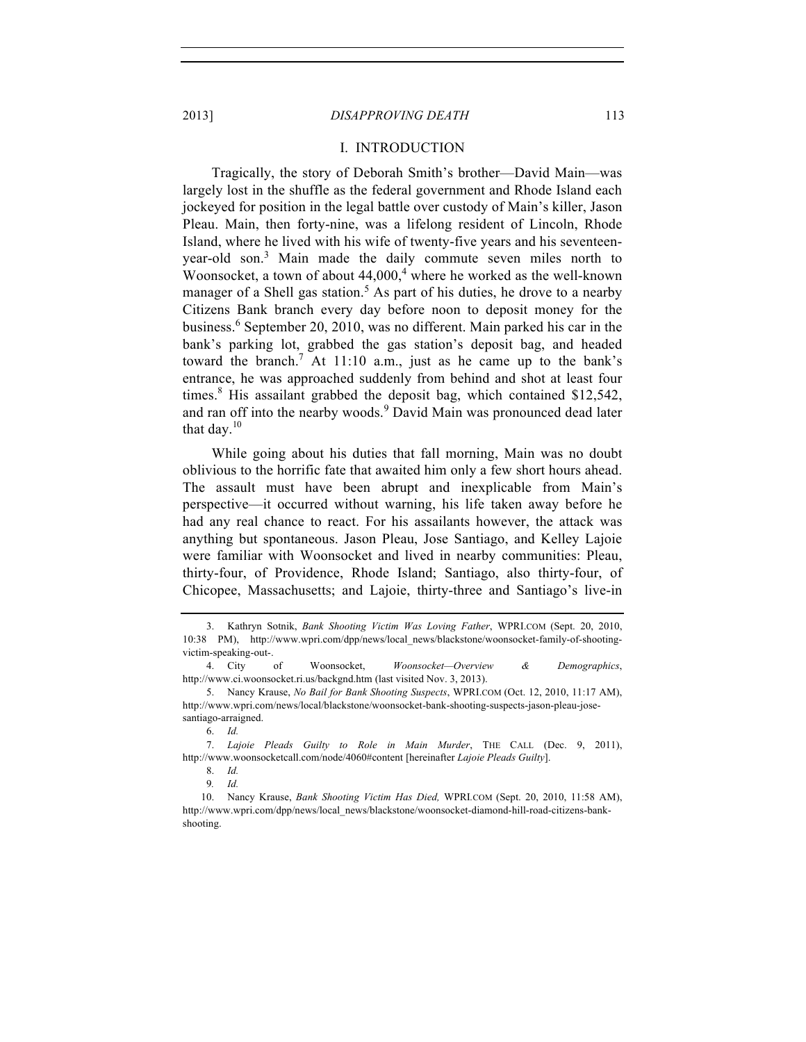## I. INTRODUCTION

Tragically, the story of Deborah Smith's brother—David Main—was largely lost in the shuffle as the federal government and Rhode Island each jockeyed for position in the legal battle over custody of Main's killer, Jason Pleau. Main, then forty-nine, was a lifelong resident of Lincoln, Rhode Island, where he lived with his wife of twenty-five years and his seventeen-year-old son.[3] Main made the daily commute seven miles north to Woonsocket, a town of about 44,000,[4] where he worked as the well-known manager of a Shell gas station.[5] As part of his duties, he drove to a nearby Citizens Bank branch every day before noon to deposit money for the business.[6] September 20, 2010, was no different. Main parked his car in the bank's parking lot, grabbed the gas station's deposit bag, and headed toward the branch.[7] At 11:10 a.m., just as he came up to the bank's entrance, he was approached suddenly from behind and shot at least four times.[8] His assailant grabbed the deposit bag, which contained $12,542, and ran off into the nearby woods.[9] David Main was pronounced dead later that day.[10]

While going about his duties that fall morning, Main was no doubt oblivious to the horrific fate that awaited him only a few short hours ahead. The assault must have been abrupt and inexplicable from Main's perspective—it occurred without warning, his life taken away before he had any real chance to react. For his assailants however, the attack was anything but spontaneous. Jason Pleau, Jose Santiago, and Kelley Lajoie were familiar with Woonsocket and lived in nearby communities: Pleau, thirty-four, of Providence, Rhode Island; Santiago, also thirty-four, of Chicopee, Massachusetts; and Lajoie, thirty-three and Santiago's live-in

---

3. Kathryn Sotnik, *Bank Shooting Victim Was Loving Father*, WPRI.COM (Sept. 20, 2010, 10:38 PM), http://www.wpri.com/dpp/news/local_news/blackstone/woonsocket-family-of-shooting-victim-speaking-out-.

4. City of Woonsocket, *Woonsocket—Overview & Demographics*, http://www.ci.woonsocket.ri.us/backgnd.htm (last visited Nov. 3, 2013).

5. Nancy Krause, *No Bail for Bank Shooting Suspects*, WPRI.COM (Oct. 12, 2010, 11:17 AM), http://www.wpri.com/news/local/blackstone/woonsocket-bank-shooting-suspects-jason-pleau-jose-santiago-arraigned.

6. *Id.*

7. *Lajoie Pleads Guilty to Role in Main Murder*, THE CALL (Dec. 9, 2011), http://www.woonsocketcall.com/node/4060#content [hereinafter *Lajoie Pleads Guilty*].

8. *Id.*

9. *Id.*

10. Nancy Krause, *Bank Shooting Victim Has Died,* WPRI.COM (Sept. 20, 2010, 11:58 AM), http://www.wpri.com/dpp/news/local_news/blackstone/woonsocket-diamond-hill-road-citizens-bank-shooting.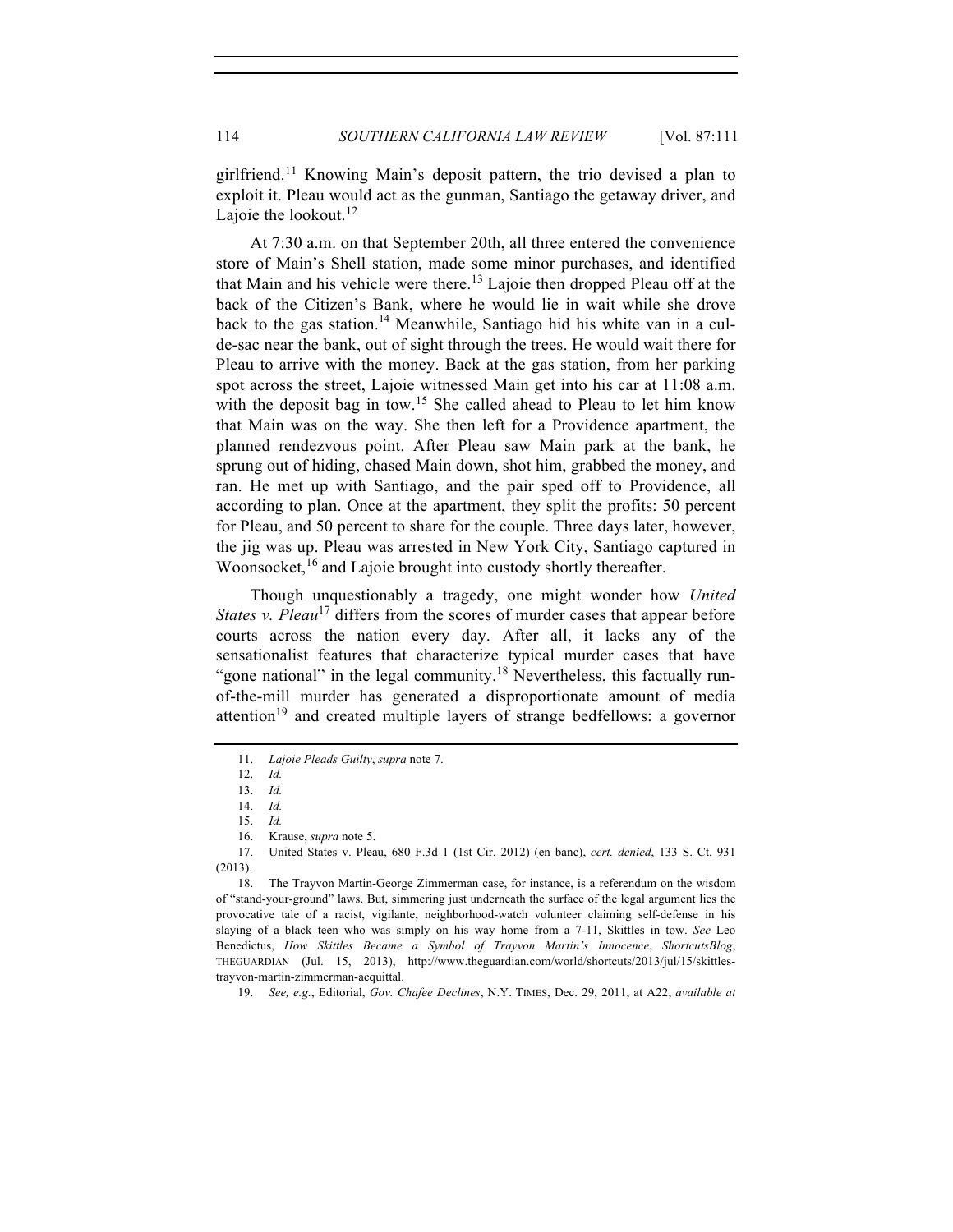girlfriend.[11] Knowing Main's deposit pattern, the trio devised a plan to exploit it. Pleau would act as the gunman, Santiago the getaway driver, and Lajoie the lookout.[12]

At 7:30 a.m. on that September 20th, all three entered the convenience store of Main's Shell station, made some minor purchases, and identified that Main and his vehicle were there.[13] Lajoie then dropped Pleau off at the back of the Citizen's Bank, where he would lie in wait while she drove back to the gas station.[14] Meanwhile, Santiago hid his white van in a cul-de-sac near the bank, out of sight through the trees. He would wait there for Pleau to arrive with the money. Back at the gas station, from her parking spot across the street, Lajoie witnessed Main get into his car at 11:08 a.m. with the deposit bag in tow.[15] She called ahead to Pleau to let him know that Main was on the way. She then left for a Providence apartment, the planned rendezvous point. After Pleau saw Main park at the bank, he sprung out of hiding, chased Main down, shot him, grabbed the money, and ran. He met up with Santiago, and the pair sped off to Providence, all according to plan. Once at the apartment, they split the profits: 50 percent for Pleau, and 50 percent to share for the couple. Three days later, however, the jig was up. Pleau was arrested in New York City, Santiago captured in Woonsocket,[16] and Lajoie brought into custody shortly thereafter.

Though unquestionably a tragedy, one might wonder how *United States v. Pleau*[17] differs from the scores of murder cases that appear before courts across the nation every day. After all, it lacks any of the sensationalist features that characterize typical murder cases that have "gone national" in the legal community.[18] Nevertheless, this factually run-of-the-mill murder has generated a disproportionate amount of media attention[19] and created multiple layers of strange bedfellows: a governor

---

11. *Lajoie Pleads Guilty*, *supra* note 7.

12. *Id.*

13. *Id.*

14. *Id.*

15. *Id.*

16. Krause, *supra* note 5.

17. United States v. Pleau, 680 F.3d 1 (1st Cir. 2012) (en banc), *cert. denied*, 133 S. Ct. 931 (2013).

18. The Trayvon Martin-George Zimmerman case, for instance, is a referendum on the wisdom of "stand-your-ground" laws. But, simmering just underneath the surface of the legal argument lies the provocative tale of a racist, vigilante, neighborhood-watch volunteer claiming self-defense in his slaying of a black teen who was simply on his way home from a 7-11, Skittles in tow. *See* Leo Benedictus, *How Skittles Became a Symbol of Trayvon Martin's Innocence*, *ShortcutsBlog*, THEGUARDIAN (Jul. 15, 2013), http://www.theguardian.com/world/shortcuts/2013/jul/15/skittles-trayvon-martin-zimmerman-acquittal.

19. *See, e.g.*, Editorial, *Gov. Chafee Declines*, N.Y. TIMES, Dec. 29, 2011, at A22, *available at*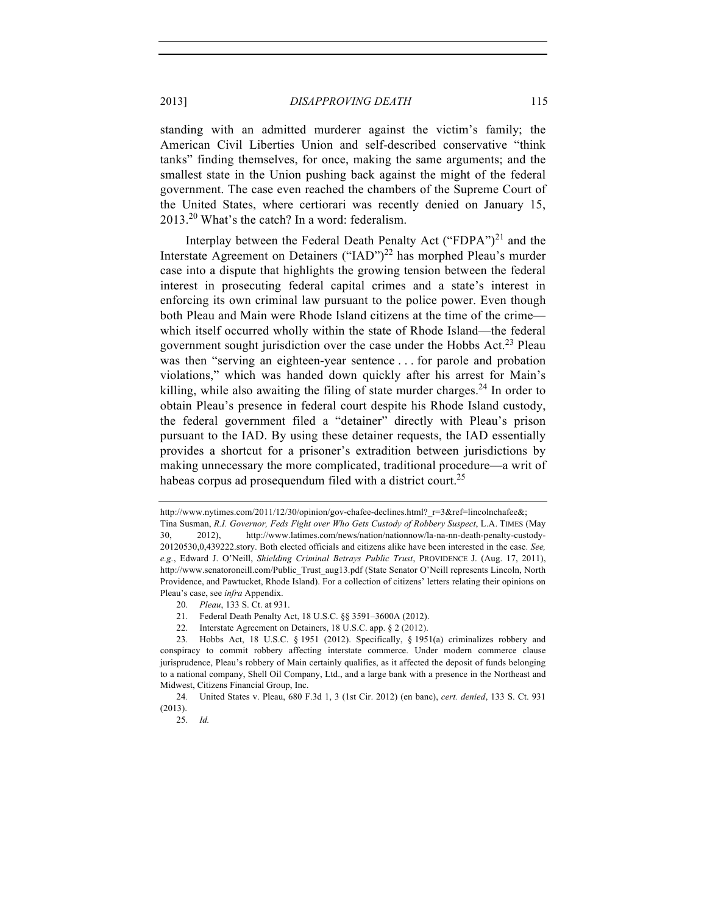standing with an admitted murderer against the victim's family; the American Civil Liberties Union and self-described conservative "think tanks" finding themselves, for once, making the same arguments; and the smallest state in the Union pushing back against the might of the federal government. The case even reached the chambers of the Supreme Court of the United States, where certiorari was recently denied on January 15, 2013.[20] What's the catch? In a word: federalism.

Interplay between the Federal Death Penalty Act ("FDPA")[21] and the Interstate Agreement on Detainers ("IAD")[22] has morphed Pleau's murder case into a dispute that highlights the growing tension between the federal interest in prosecuting federal capital crimes and a state's interest in enforcing its own criminal law pursuant to the police power. Even though both Pleau and Main were Rhode Island citizens at the time of the crime—which itself occurred wholly within the state of Rhode Island—the federal government sought jurisdiction over the case under the Hobbs Act.[23] Pleau was then "serving an eighteen-year sentence . . . for parole and probation violations," which was handed down quickly after his arrest for Main's killing, while also awaiting the filing of state murder charges.[24] In order to obtain Pleau's presence in federal court despite his Rhode Island custody, the federal government filed a "detainer" directly with Pleau's prison pursuant to the IAD. By using these detainer requests, the IAD essentially provides a shortcut for a prisoner's extradition between jurisdictions by making unnecessary the more complicated, traditional procedure—a writ of habeas corpus ad prosequendum filed with a district court.[25]

---

http://www.nytimes.com/2011/12/30/opinion/gov-chafee-declines.html?_r=3&ref=lincolnchafee&; Tina Susman, *R.I. Governor, Feds Fight over Who Gets Custody of Robbery Suspect*, L.A. TIMES (May 30, 2012), http://www.latimes.com/news/nation/nationnow/la-na-nn-death-penalty-custody-20120530,0,439222.story. Both elected officials and citizens alike have been interested in the case. *See, e.g.*, Edward J. O'Neill, *Shielding Criminal Betrays Public Trust*, PROVIDENCE J. (Aug. 17, 2011), http://www.senatoroneill.com/Public_Trust_aug13.pdf (State Senator O'Neill represents Lincoln, North Providence, and Pawtucket, Rhode Island). For a collection of citizens' letters relating their opinions on Pleau's case, see *infra* Appendix.

20. *Pleau*, 133 S. Ct. at 931.

21. Federal Death Penalty Act, 18 U.S.C. §§ 3591–3600A (2012).

22. Interstate Agreement on Detainers, 18 U.S.C. app. § 2 (2012).

23. Hobbs Act, 18 U.S.C. § 1951 (2012). Specifically, § 1951(a) criminalizes robbery and conspiracy to commit robbery affecting interstate commerce. Under modern commerce clause jurisprudence, Pleau's robbery of Main certainly qualifies, as it affected the deposit of funds belonging to a national company, Shell Oil Company, Ltd., and a large bank with a presence in the Northeast and Midwest, Citizens Financial Group, Inc.

24. United States v. Pleau, 680 F.3d 1, 3 (1st Cir. 2012) (en banc), *cert. denied*, 133 S. Ct. 931 (2013).

25. *Id.*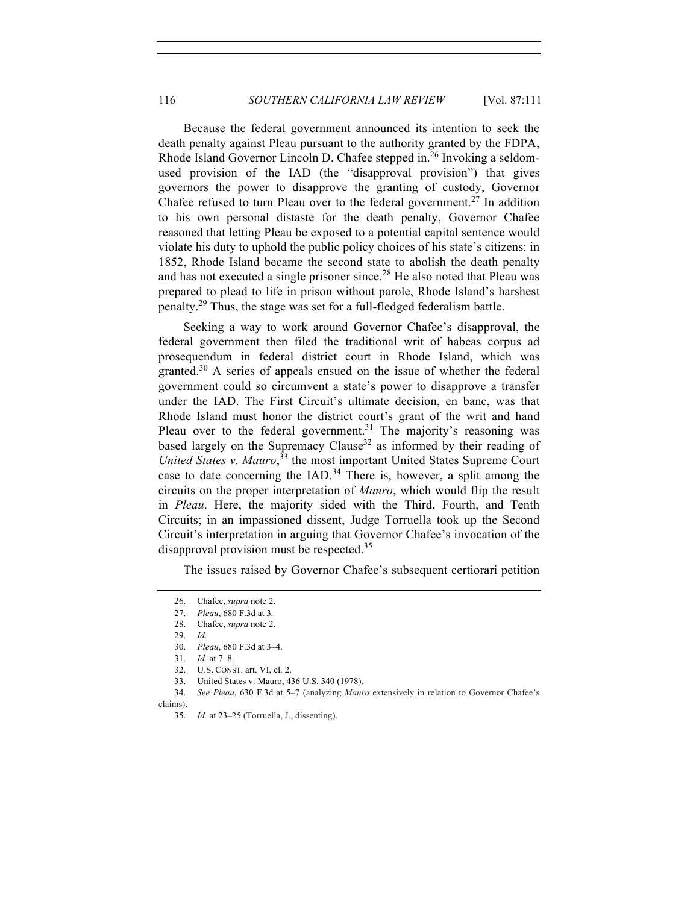Because the federal government announced its intention to seek the death penalty against Pleau pursuant to the authority granted by the FDPA, Rhode Island Governor Lincoln D. Chafee stepped in.[26] Invoking a seldom-used provision of the IAD (the "disapproval provision") that gives governors the power to disapprove the granting of custody, Governor Chafee refused to turn Pleau over to the federal government.[27] In addition to his own personal distaste for the death penalty, Governor Chafee reasoned that letting Pleau be exposed to a potential capital sentence would violate his duty to uphold the public policy choices of his state's citizens: in 1852, Rhode Island became the second state to abolish the death penalty and has not executed a single prisoner since.[28] He also noted that Pleau was prepared to plead to life in prison without parole, Rhode Island's harshest penalty.[29] Thus, the stage was set for a full-fledged federalism battle.

Seeking a way to work around Governor Chafee's disapproval, the federal government then filed the traditional writ of habeas corpus ad prosequendum in federal district court in Rhode Island, which was granted.[30] A series of appeals ensued on the issue of whether the federal government could so circumvent a state's power to disapprove a transfer under the IAD. The First Circuit's ultimate decision, en banc, was that Rhode Island must honor the district court's grant of the writ and hand Pleau over to the federal government.[31] The majority's reasoning was based largely on the Supremacy Clause[32] as informed by their reading of *United States v. Mauro*,[33] the most important United States Supreme Court case to date concerning the IAD.[34] There is, however, a split among the circuits on the proper interpretation of *Mauro*, which would flip the result in *Pleau*. Here, the majority sided with the Third, Fourth, and Tenth Circuits; in an impassioned dissent, Judge Torruella took up the Second Circuit's interpretation in arguing that Governor Chafee's invocation of the disapproval provision must be respected.[35]

The issues raised by Governor Chafee's subsequent certiorari petition

---

26. Chafee, *supra* note 2.

27. *Pleau*, 680 F.3d at 3.

28. Chafee, *supra* note 2.

29. *Id.*

30. *Pleau*, 680 F.3d at 3–4.

31. *Id.* at 7–8.

32. U.S. CONST. art. VI, cl. 2.

33. United States v. Mauro, 436 U.S. 340 (1978).

34. *See Pleau*, 630 F.3d at 5–7 (analyzing *Mauro* extensively in relation to Governor Chafee's claims).

35. *Id.* at 23–25 (Torruella, J., dissenting).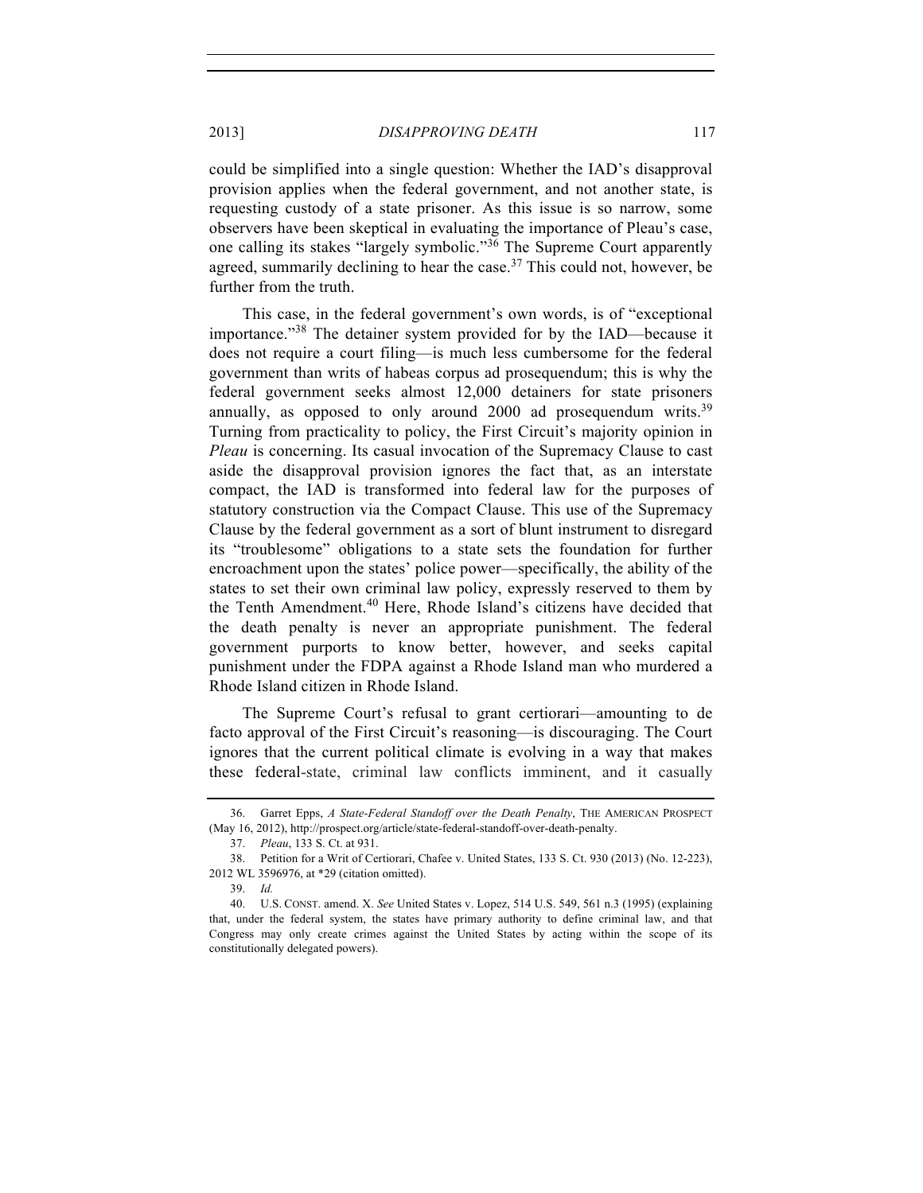could be simplified into a single question: Whether the IAD's disapproval provision applies when the federal government, and not another state, is requesting custody of a state prisoner. As this issue is so narrow, some observers have been skeptical in evaluating the importance of Pleau's case, one calling its stakes "largely symbolic."[36] The Supreme Court apparently agreed, summarily declining to hear the case.[37] This could not, however, be further from the truth.

This case, in the federal government's own words, is of "exceptional importance."[38] The detainer system provided for by the IAD—because it does not require a court filing—is much less cumbersome for the federal government than writs of habeas corpus ad prosequendum; this is why the federal government seeks almost 12,000 detainers for state prisoners annually, as opposed to only around 2000 ad prosequendum writs.[39] Turning from practicality to policy, the First Circuit's majority opinion in *Pleau* is concerning. Its casual invocation of the Supremacy Clause to cast aside the disapproval provision ignores the fact that, as an interstate compact, the IAD is transformed into federal law for the purposes of statutory construction via the Compact Clause. This use of the Supremacy Clause by the federal government as a sort of blunt instrument to disregard its "troublesome" obligations to a state sets the foundation for further encroachment upon the states' police power—specifically, the ability of the states to set their own criminal law policy, expressly reserved to them by the Tenth Amendment.[40] Here, Rhode Island's citizens have decided that the death penalty is never an appropriate punishment. The federal government purports to know better, however, and seeks capital punishment under the FDPA against a Rhode Island man who murdered a Rhode Island citizen in Rhode Island.

The Supreme Court's refusal to grant certiorari—amounting to de facto approval of the First Circuit's reasoning—is discouraging. The Court ignores that the current political climate is evolving in a way that makes these federal-state, criminal law conflicts imminent, and it casually

---

36. Garret Epps, *A State-Federal Standoff over the Death Penalty*, THE AMERICAN PROSPECT (May 16, 2012), http://prospect.org/article/state-federal-standoff-over-death-penalty.

37. *Pleau*, 133 S. Ct. at 931.

38. Petition for a Writ of Certiorari, Chafee v. United States, 133 S. Ct. 930 (2013) (No. 12-223), 2012 WL 3596976, at *29 (citation omitted).

39. *Id.*

40. U.S. CONST. amend. X. *See* United States v. Lopez, 514 U.S. 549, 561 n.3 (1995) (explaining that, under the federal system, the states have primary authority to define criminal law, and that Congress may only create crimes against the United States by acting within the scope of its constitutionally delegated powers).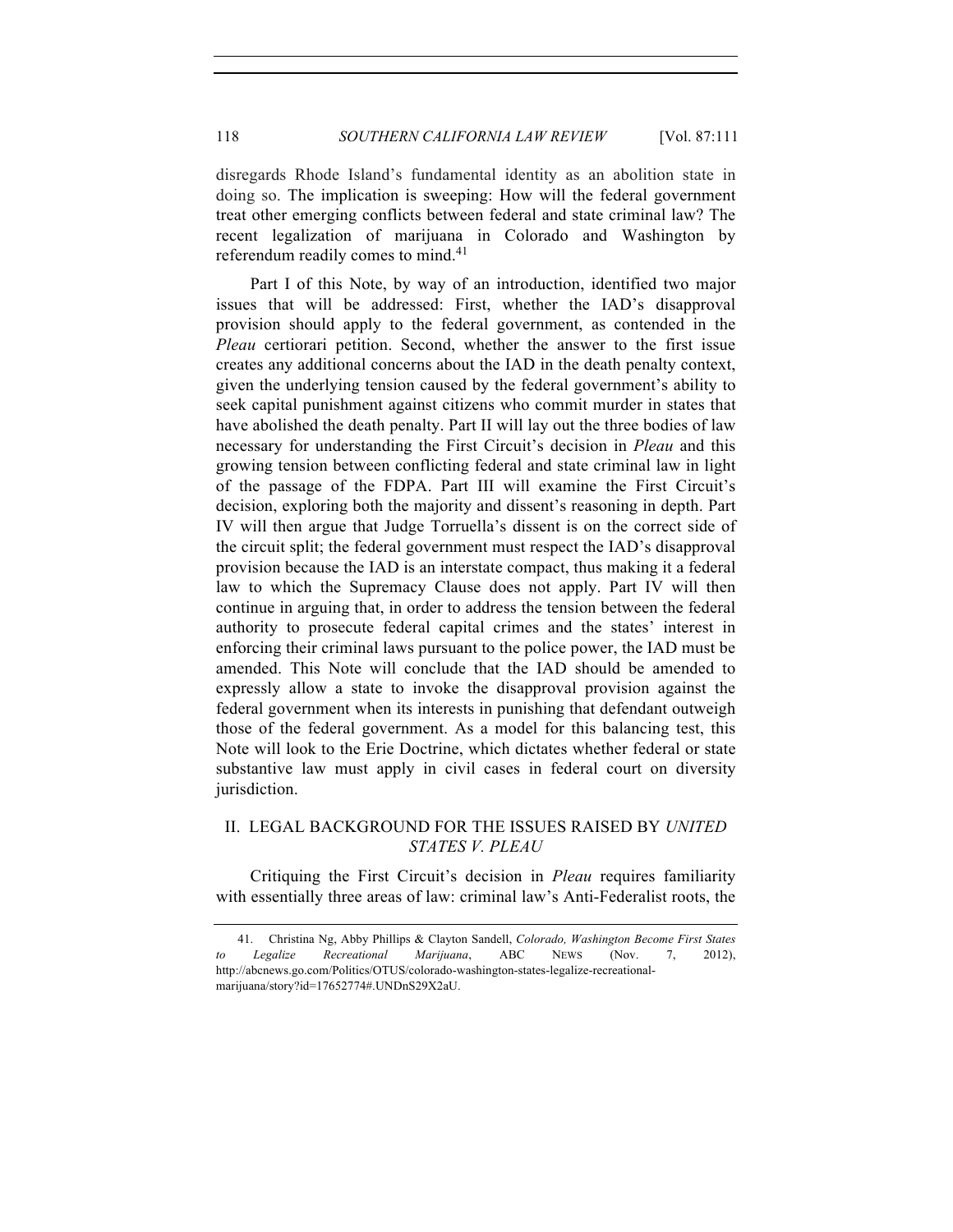disregards Rhode Island's fundamental identity as an abolition state in doing so. The implication is sweeping: How will the federal government treat other emerging conflicts between federal and state criminal law? The recent legalization of marijuana in Colorado and Washington by referendum readily comes to mind.[41]

Part I of this Note, by way of an introduction, identified two major issues that will be addressed: First, whether the IAD's disapproval provision should apply to the federal government, as contended in the *Pleau* certiorari petition. Second, whether the answer to the first issue creates any additional concerns about the IAD in the death penalty context, given the underlying tension caused by the federal government's ability to seek capital punishment against citizens who commit murder in states that have abolished the death penalty. Part II will lay out the three bodies of law necessary for understanding the First Circuit's decision in *Pleau* and this growing tension between conflicting federal and state criminal law in light of the passage of the FDPA. Part III will examine the First Circuit's decision, exploring both the majority and dissent's reasoning in depth. Part IV will then argue that Judge Torruella's dissent is on the correct side of the circuit split; the federal government must respect the IAD's disapproval provision because the IAD is an interstate compact, thus making it a federal law to which the Supremacy Clause does not apply. Part IV will then continue in arguing that, in order to address the tension between the federal authority to prosecute federal capital crimes and the states' interest in enforcing their criminal laws pursuant to the police power, the IAD must be amended. This Note will conclude that the IAD should be amended to expressly allow a state to invoke the disapproval provision against the federal government when its interests in punishing that defendant outweigh those of the federal government. As a model for this balancing test, this Note will look to the Erie Doctrine, which dictates whether federal or state substantive law must apply in civil cases in federal court on diversity jurisdiction.

## II. LEGAL BACKGROUND FOR THE ISSUES RAISED BY *UNITED STATES V. PLEAU*

Critiquing the First Circuit's decision in *Pleau* requires familiarity with essentially three areas of law: criminal law's Anti-Federalist roots, the

41. Christina Ng, Abby Phillips & Clayton Sandell, *Colorado, Washington Become First States to Legalize Recreational Marijuana*, ABC NEWS (Nov. 7, 2012), http://abcnews.go.com/Politics/OTUS/colorado-washington-states-legalize-recreational-marijuana/story?id=17652774#.UNDnS29X2aU.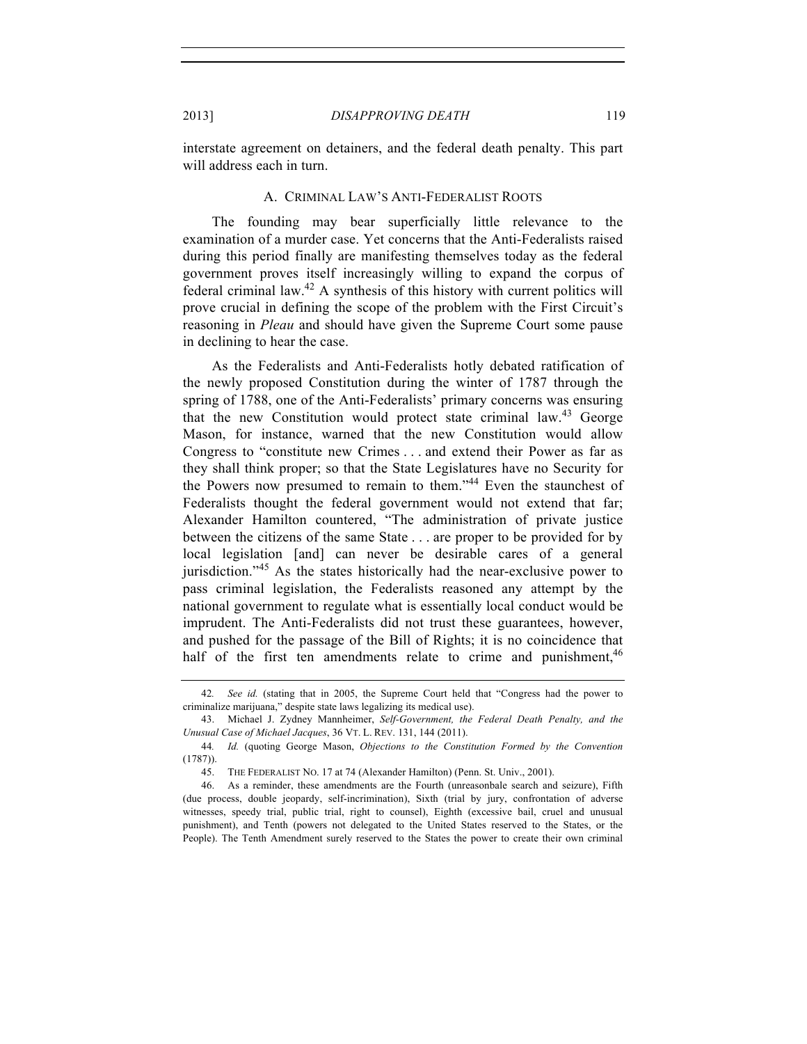interstate agreement on detainers, and the federal death penalty. This part will address each in turn.

### A. CRIMINAL LAW'S ANTI-FEDERALIST ROOTS

The founding may bear superficially little relevance to the examination of a murder case. Yet concerns that the Anti-Federalists raised during this period finally are manifesting themselves today as the federal government proves itself increasingly willing to expand the corpus of federal criminal law.[42] A synthesis of this history with current politics will prove crucial in defining the scope of the problem with the First Circuit's reasoning in *Pleau* and should have given the Supreme Court some pause in declining to hear the case.

As the Federalists and Anti-Federalists hotly debated ratification of the newly proposed Constitution during the winter of 1787 through the spring of 1788, one of the Anti-Federalists' primary concerns was ensuring that the new Constitution would protect state criminal law.[43] George Mason, for instance, warned that the new Constitution would allow Congress to "constitute new Crimes . . . and extend their Power as far as they shall think proper; so that the State Legislatures have no Security for the Powers now presumed to remain to them."[44] Even the staunchest of Federalists thought the federal government would not extend that far; Alexander Hamilton countered, "The administration of private justice between the citizens of the same State . . . are proper to be provided for by local legislation [and] can never be desirable cares of a general jurisdiction."[45] As the states historically had the near-exclusive power to pass criminal legislation, the Federalists reasoned any attempt by the national government to regulate what is essentially local conduct would be imprudent. The Anti-Federalists did not trust these guarantees, however, and pushed for the passage of the Bill of Rights; it is no coincidence that half of the first ten amendments relate to crime and punishment,[46]

---

42. *See id.* (stating that in 2005, the Supreme Court held that "Congress had the power to criminalize marijuana," despite state laws legalizing its medical use).

43. Michael J. Zydney Mannheimer, *Self-Government, the Federal Death Penalty, and the Unusual Case of Michael Jacques*, 36 VT. L. REV. 131, 144 (2011).

44. *Id.* (quoting George Mason, *Objections to the Constitution Formed by the Convention* (1787)).

45. THE FEDERALIST NO. 17 at 74 (Alexander Hamilton) (Penn. St. Univ., 2001).

46. As a reminder, these amendments are the Fourth (unreasonbale search and seizure), Fifth (due process, double jeopardy, self-incrimination), Sixth (trial by jury, confrontation of adverse witnesses, speedy trial, public trial, right to counsel), Eighth (excessive bail, cruel and unusual punishment), and Tenth (powers not delegated to the United States reserved to the States, or the People). The Tenth Amendment surely reserved to the States the power to create their own criminal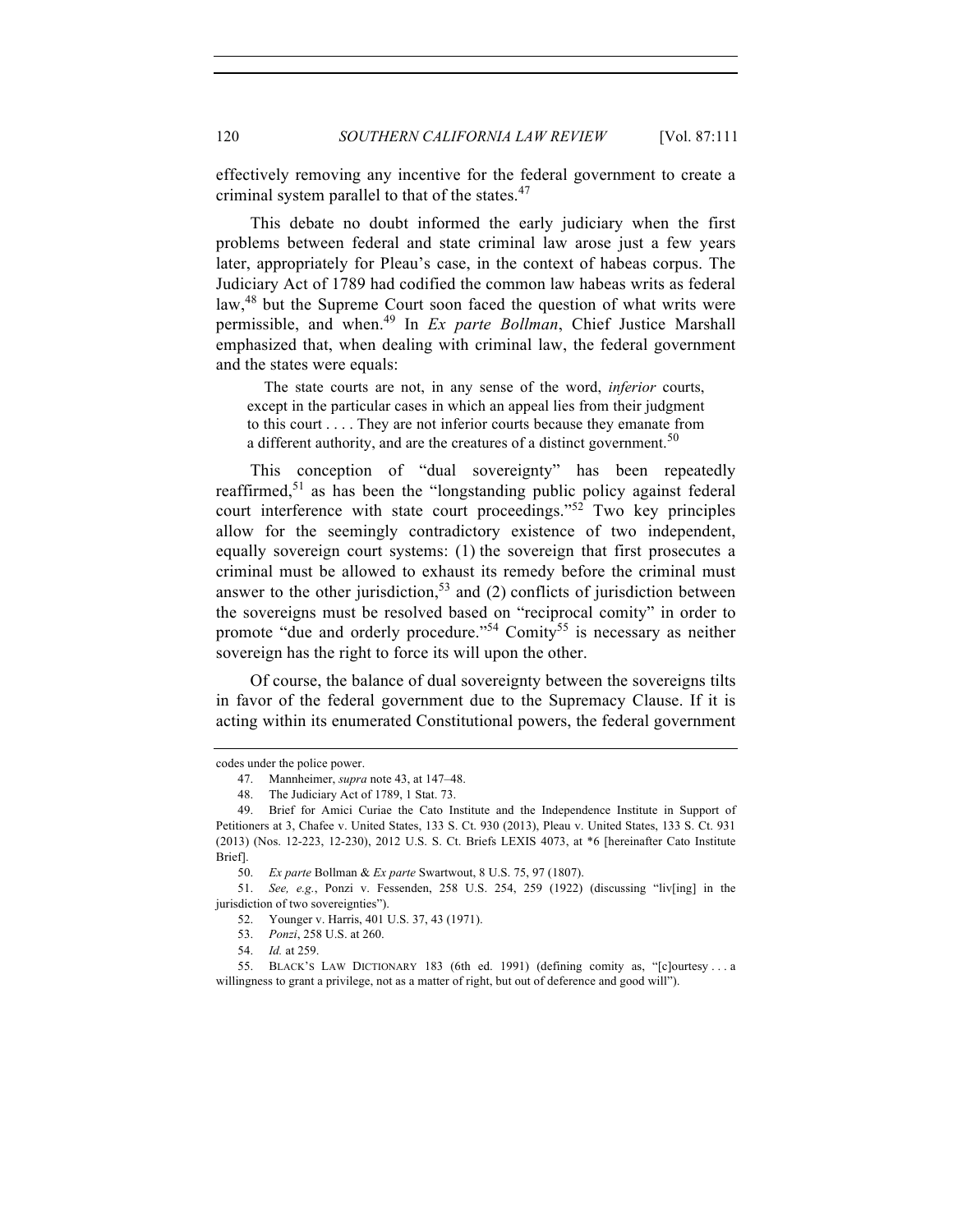effectively removing any incentive for the federal government to create a criminal system parallel to that of the states.[47]

This debate no doubt informed the early judiciary when the first problems between federal and state criminal law arose just a few years later, appropriately for Pleau's case, in the context of habeas corpus. The Judiciary Act of 1789 had codified the common law habeas writs as federal law,[48] but the Supreme Court soon faced the question of what writs were permissible, and when.[49] In *Ex parte Bollman*, Chief Justice Marshall emphasized that, when dealing with criminal law, the federal government and the states were equals:

> The state courts are not, in any sense of the word, *inferior* courts, except in the particular cases in which an appeal lies from their judgment to this court . . . . They are not inferior courts because they emanate from a different authority, and are the creatures of a distinct government.[50]

This conception of "dual sovereignty" has been repeatedly reaffirmed,[51] as has been the "longstanding public policy against federal court interference with state court proceedings."[52] Two key principles allow for the seemingly contradictory existence of two independent, equally sovereign court systems: (1) the sovereign that first prosecutes a criminal must be allowed to exhaust its remedy before the criminal must answer to the other jurisdiction,[53] and (2) conflicts of jurisdiction between the sovereigns must be resolved based on "reciprocal comity" in order to promote "due and orderly procedure."[54] Comity[55] is necessary as neither sovereign has the right to force its will upon the other.

Of course, the balance of dual sovereignty between the sovereigns tilts in favor of the federal government due to the Supremacy Clause. If it is acting within its enumerated Constitutional powers, the federal government

---

codes under the police power.

47. Mannheimer, *supra* note 43, at 147–48.

48. The Judiciary Act of 1789, 1 Stat. 73.

49. Brief for Amici Curiae the Cato Institute and the Independence Institute in Support of Petitioners at 3, Chafee v. United States, 133 S. Ct. 930 (2013), Pleau v. United States, 133 S. Ct. 931 (2013) (Nos. 12-223, 12-230), 2012 U.S. S. Ct. Briefs LEXIS 4073, at *6 [hereinafter Cato Institute Brief].

50. *Ex parte* Bollman & *Ex parte* Swartwout, 8 U.S. 75, 97 (1807).

51. *See, e.g.*, Ponzi v. Fessenden, 258 U.S. 254, 259 (1922) (discussing "liv[ing] in the jurisdiction of two sovereignties").

52. Younger v. Harris, 401 U.S. 37, 43 (1971).

53. *Ponzi*, 258 U.S. at 260.

54. *Id.* at 259.

55. BLACK'S LAW DICTIONARY 183 (6th ed. 1991) (defining comity as, "[c]ourtesy . . . a willingness to grant a privilege, not as a matter of right, but out of deference and good will").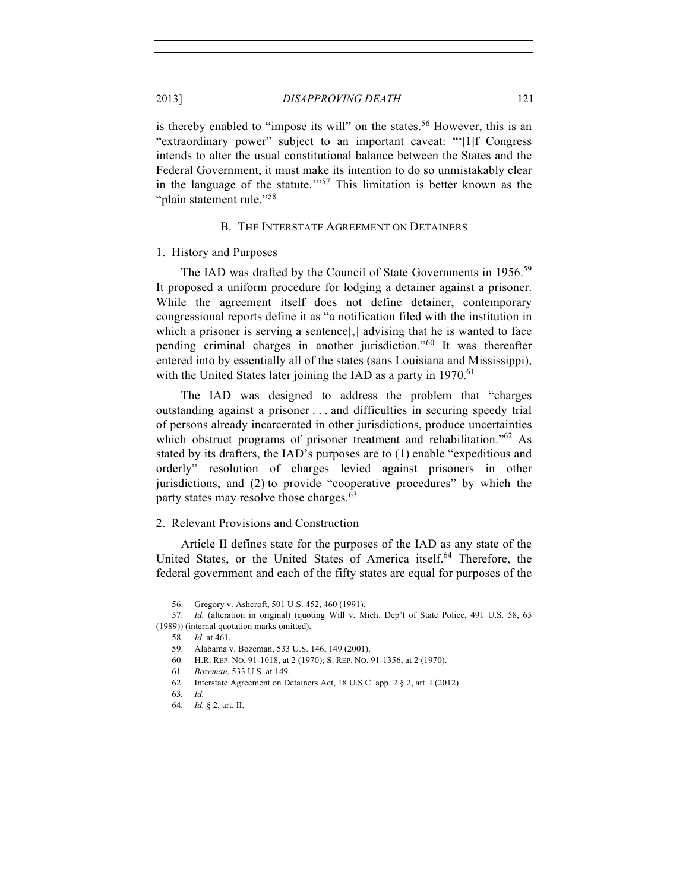is thereby enabled to "impose its will" on the states.[56] However, this is an "extraordinary power" subject to an important caveat: "'[I]f Congress intends to alter the usual constitutional balance between the States and the Federal Government, it must make its intention to do so unmistakably clear in the language of the statute.'"[57] This limitation is better known as the "plain statement rule."[58]

### B. THE INTERSTATE AGREEMENT ON DETAINERS

#### 1. History and Purposes

The IAD was drafted by the Council of State Governments in 1956.[59] It proposed a uniform procedure for lodging a detainer against a prisoner. While the agreement itself does not define detainer, contemporary congressional reports define it as "a notification filed with the institution in which a prisoner is serving a sentence[,] advising that he is wanted to face pending criminal charges in another jurisdiction."[60] It was thereafter entered into by essentially all of the states (sans Louisiana and Mississippi), with the United States later joining the IAD as a party in 1970.[61]

The IAD was designed to address the problem that "charges outstanding against a prisoner . . . and difficulties in securing speedy trial of persons already incarcerated in other jurisdictions, produce uncertainties which obstruct programs of prisoner treatment and rehabilitation."[62] As stated by its drafters, the IAD's purposes are to (1) enable "expeditious and orderly" resolution of charges levied against prisoners in other jurisdictions, and (2) to provide "cooperative procedures" by which the party states may resolve those charges.[63]

#### 2. Relevant Provisions and Construction

Article II defines state for the purposes of the IAD as any state of the United States, or the United States of America itself.[64] Therefore, the federal government and each of the fifty states are equal for purposes of the

---

56. Gregory v. Ashcroft, 501 U.S. 452, 460 (1991).

57. *Id.* (alteration in original) (quoting Will v. Mich. Dep't of State Police, 491 U.S. 58, 65 (1989)) (internal quotation marks omitted).

58. *Id.* at 461.

59. Alabama v. Bozeman, 533 U.S. 146, 149 (2001).

60. H.R. REP. NO. 91-1018, at 2 (1970); S. REP. NO. 91-1356, at 2 (1970).

61. *Bozeman*, 533 U.S. at 149.

62. Interstate Agreement on Detainers Act, 18 U.S.C. app. 2 § 2, art. I (2012).

63. *Id.*

64. *Id.* § 2, art. II.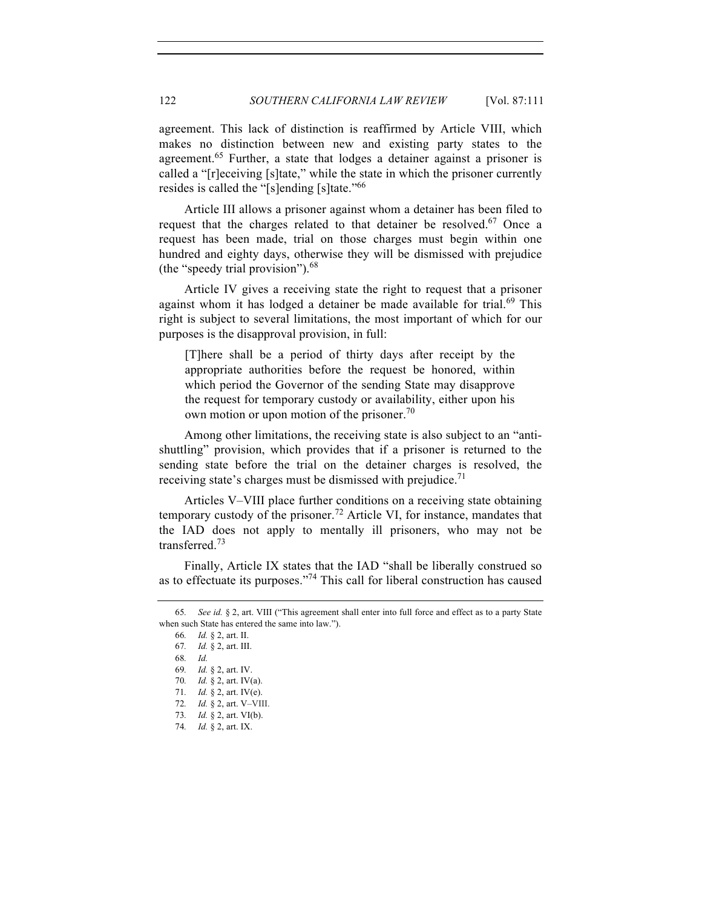agreement. This lack of distinction is reaffirmed by Article VIII, which makes no distinction between new and existing party states to the agreement.[65] Further, a state that lodges a detainer against a prisoner is called a "[r]eceiving [s]tate," while the state in which the prisoner currently resides is called the "[s]ending [s]tate."[66]

Article III allows a prisoner against whom a detainer has been filed to request that the charges related to that detainer be resolved.[67] Once a request has been made, trial on those charges must begin within one hundred and eighty days, otherwise they will be dismissed with prejudice (the "speedy trial provision").[68]

Article IV gives a receiving state the right to request that a prisoner against whom it has lodged a detainer be made available for trial.[69] This right is subject to several limitations, the most important of which for our purposes is the disapproval provision, in full:

> [T]here shall be a period of thirty days after receipt by the appropriate authorities before the request be honored, within which period the Governor of the sending State may disapprove the request for temporary custody or availability, either upon his own motion or upon motion of the prisoner.[70]

Among other limitations, the receiving state is also subject to an "anti-shuttling" provision, which provides that if a prisoner is returned to the sending state before the trial on the detainer charges is resolved, the receiving state's charges must be dismissed with prejudice.[71]

Articles V–VIII place further conditions on a receiving state obtaining temporary custody of the prisoner.[72] Article VI, for instance, mandates that the IAD does not apply to mentally ill prisoners, who may not be transferred.[73]

Finally, Article IX states that the IAD "shall be liberally construed so as to effectuate its purposes."[74] This call for liberal construction has caused

---

65. *See id.* § 2, art. VIII ("This agreement shall enter into full force and effect as to a party State when such State has entered the same into law.").

66. *Id.* § 2, art. II.

67. *Id.* § 2, art. III.

68. *Id.*

69. *Id.* § 2, art. IV.

70. *Id.* § 2, art. IV(a).

71. *Id.* § 2, art. IV(e).

72. *Id.* § 2, art. V–VIII.

73. *Id.* § 2, art. VI(b).

74. *Id.* § 2, art. IX.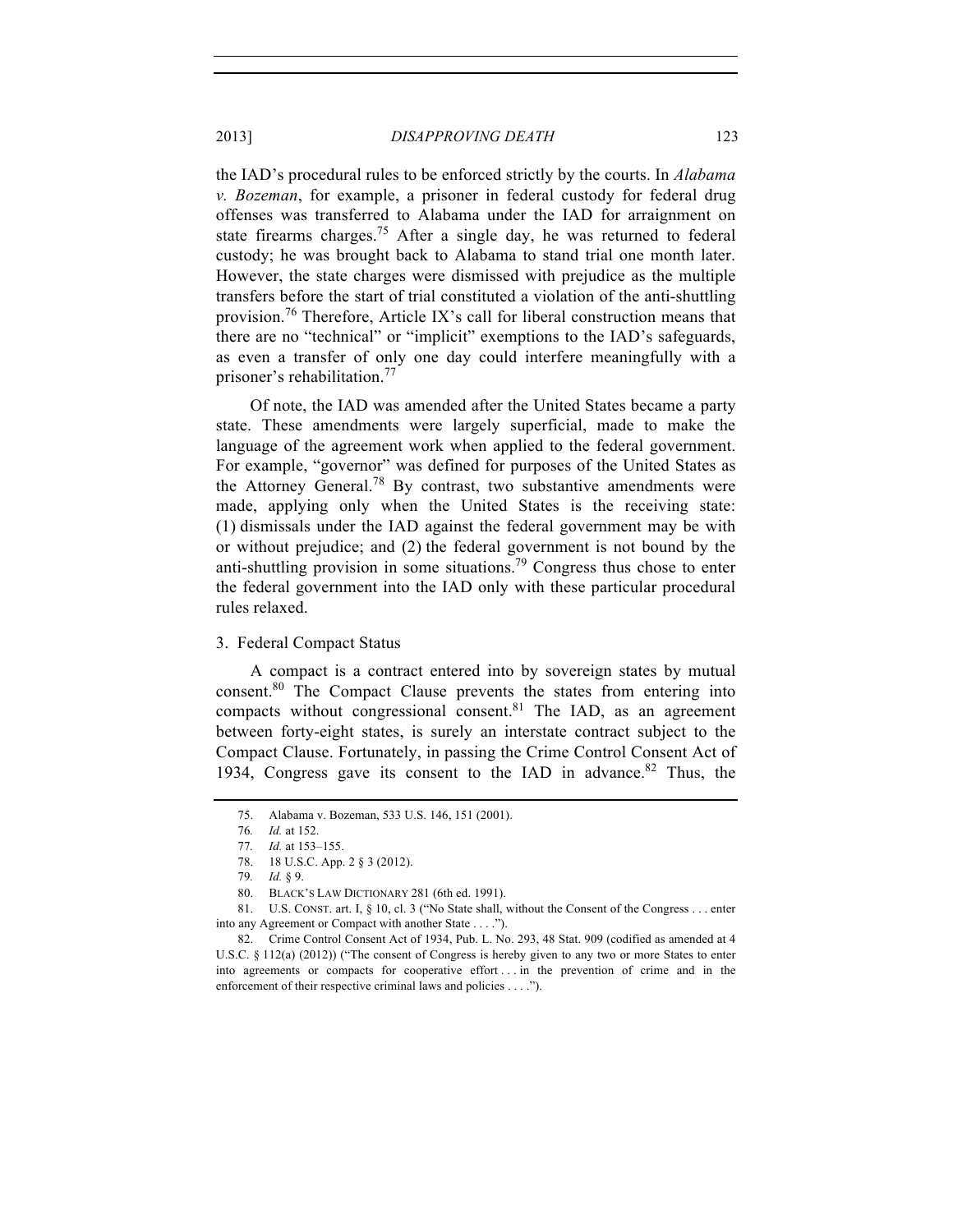the IAD's procedural rules to be enforced strictly by the courts. In *Alabama v. Bozeman*, for example, a prisoner in federal custody for federal drug offenses was transferred to Alabama under the IAD for arraignment on state firearms charges.[75] After a single day, he was returned to federal custody; he was brought back to Alabama to stand trial one month later. However, the state charges were dismissed with prejudice as the multiple transfers before the start of trial constituted a violation of the anti-shuttling provision.[76] Therefore, Article IX's call for liberal construction means that there are no "technical" or "implicit" exemptions to the IAD's safeguards, as even a transfer of only one day could interfere meaningfully with a prisoner's rehabilitation.[77]

Of note, the IAD was amended after the United States became a party state. These amendments were largely superficial, made to make the language of the agreement work when applied to the federal government. For example, "governor" was defined for purposes of the United States as the Attorney General.[78] By contrast, two substantive amendments were made, applying only when the United States is the receiving state: (1) dismissals under the IAD against the federal government may be with or without prejudice; and (2) the federal government is not bound by the anti-shuttling provision in some situations.[79] Congress thus chose to enter the federal government into the IAD only with these particular procedural rules relaxed.

### 3. Federal Compact Status

A compact is a contract entered into by sovereign states by mutual consent.[80] The Compact Clause prevents the states from entering into compacts without congressional consent.[81] The IAD, as an agreement between forty-eight states, is surely an interstate contract subject to the Compact Clause. Fortunately, in passing the Crime Control Consent Act of 1934, Congress gave its consent to the IAD in advance.[82] Thus, the

---

75. Alabama v. Bozeman, 533 U.S. 146, 151 (2001).

76. *Id.* at 152.

77. *Id.* at 153–155.

78. 18 U.S.C. App. 2 § 3 (2012).

79. *Id.* § 9.

80. BLACK'S LAW DICTIONARY 281 (6th ed. 1991).

81. U.S. CONST. art. I, § 10, cl. 3 ("No State shall, without the Consent of the Congress . . . enter into any Agreement or Compact with another State . . . .").

82. Crime Control Consent Act of 1934, Pub. L. No. 293, 48 Stat. 909 (codified as amended at 4 U.S.C. § 112(a) (2012)) ("The consent of Congress is hereby given to any two or more States to enter into agreements or compacts for cooperative effort . . . in the prevention of crime and in the enforcement of their respective criminal laws and policies . . . .").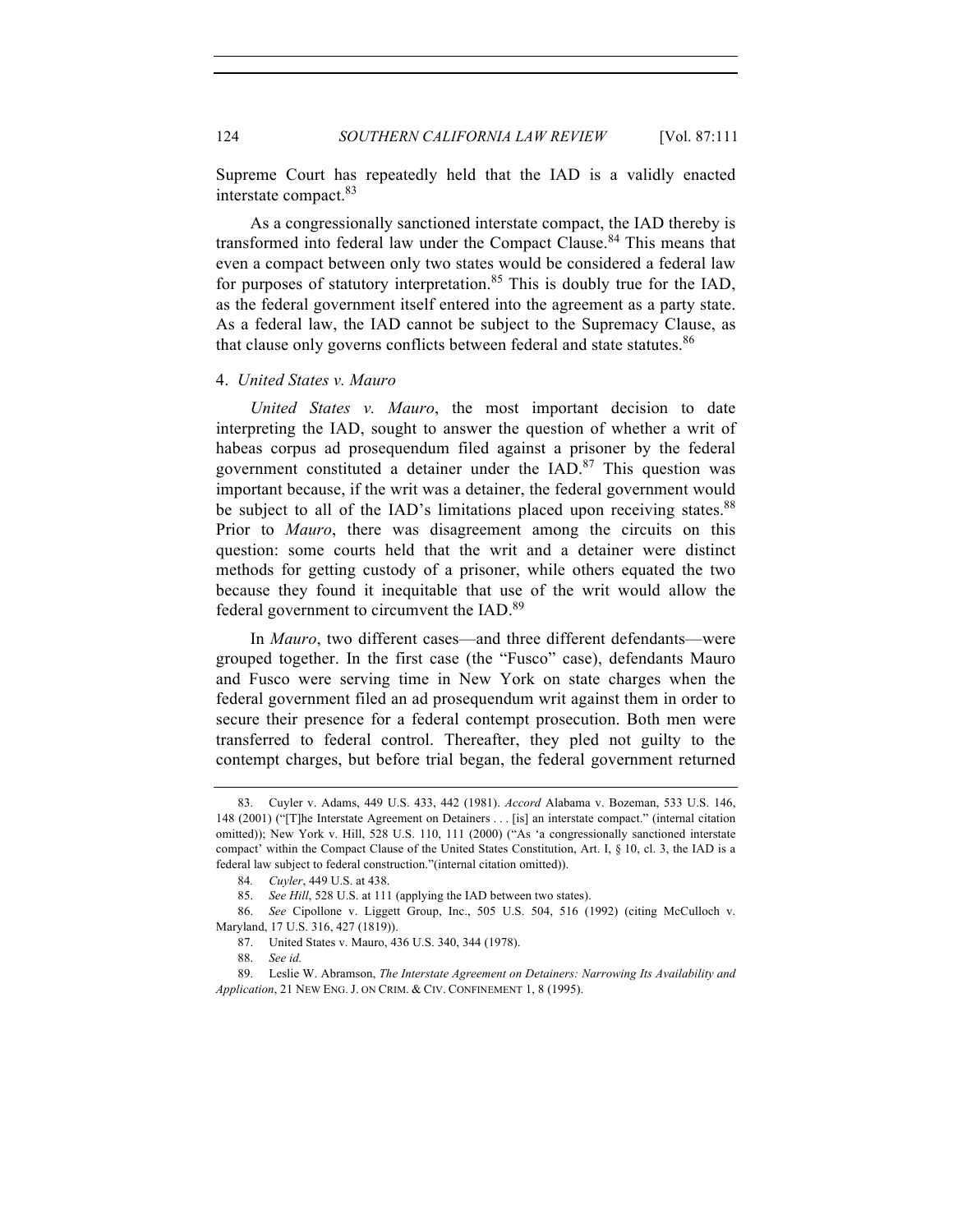Supreme Court has repeatedly held that the IAD is a validly enacted interstate compact.[83]

As a congressionally sanctioned interstate compact, the IAD thereby is transformed into federal law under the Compact Clause.[84] This means that even a compact between only two states would be considered a federal law for purposes of statutory interpretation.[85] This is doubly true for the IAD, as the federal government itself entered into the agreement as a party state. As a federal law, the IAD cannot be subject to the Supremacy Clause, as that clause only governs conflicts between federal and state statutes.[86]

### 4. *United States v. Mauro*

*United States v. Mauro*, the most important decision to date interpreting the IAD, sought to answer the question of whether a writ of habeas corpus ad prosequendum filed against a prisoner by the federal government constituted a detainer under the IAD.[87] This question was important because, if the writ was a detainer, the federal government would be subject to all of the IAD's limitations placed upon receiving states.[88] Prior to *Mauro*, there was disagreement among the circuits on this question: some courts held that the writ and a detainer were distinct methods for getting custody of a prisoner, while others equated the two because they found it inequitable that use of the writ would allow the federal government to circumvent the IAD.[89]

In *Mauro*, two different cases—and three different defendants—were grouped together. In the first case (the "Fusco" case), defendants Mauro and Fusco were serving time in New York on state charges when the federal government filed an ad prosequendum writ against them in order to secure their presence for a federal contempt prosecution. Both men were transferred to federal control. Thereafter, they pled not guilty to the contempt charges, but before trial began, the federal government returned

---

83. Cuyler v. Adams, 449 U.S. 433, 442 (1981). *Accord* Alabama v. Bozeman, 533 U.S. 146, 148 (2001) ("[T]he Interstate Agreement on Detainers . . . [is] an interstate compact." (internal citation omitted)); New York v. Hill, 528 U.S. 110, 111 (2000) ("As 'a congressionally sanctioned interstate compact' within the Compact Clause of the United States Constitution, Art. I, § 10, cl. 3, the IAD is a federal law subject to federal construction."(internal citation omitted)).

84. *Cuyler*, 449 U.S. at 438.

85. *See Hill*, 528 U.S. at 111 (applying the IAD between two states).

86. *See* Cipollone v. Liggett Group, Inc., 505 U.S. 504, 516 (1992) (citing McCulloch v. Maryland, 17 U.S. 316, 427 (1819)).

87. United States v. Mauro, 436 U.S. 340, 344 (1978).

88. *See id.*

89. Leslie W. Abramson, *The Interstate Agreement on Detainers: Narrowing Its Availability and Application*, 21 NEW ENG. J. ON CRIM. & CIV. CONFINEMENT 1, 8 (1995).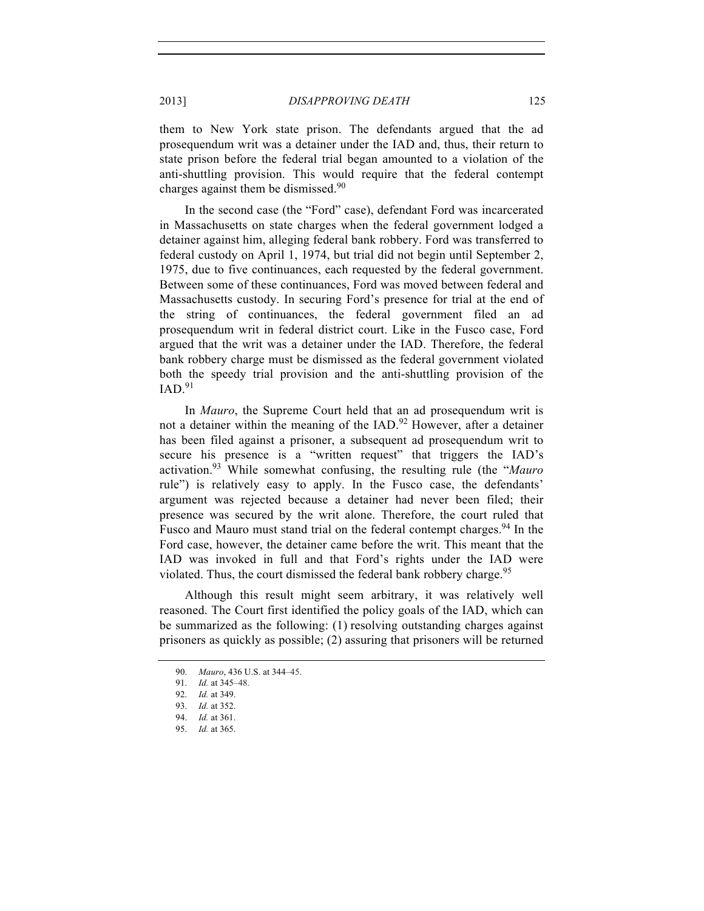them to New York state prison. The defendants argued that the ad prosequendum writ was a detainer under the IAD and, thus, their return to state prison before the federal trial began amounted to a violation of the anti-shuttling provision. This would require that the federal contempt charges against them be dismissed.[90]

In the second case (the "Ford" case), defendant Ford was incarcerated in Massachusetts on state charges when the federal government lodged a detainer against him, alleging federal bank robbery. Ford was transferred to federal custody on April 1, 1974, but trial did not begin until September 2, 1975, due to five continuances, each requested by the federal government. Between some of these continuances, Ford was moved between federal and Massachusetts custody. In securing Ford's presence for trial at the end of the string of continuances, the federal government filed an ad prosequendum writ in federal district court. Like in the Fusco case, Ford argued that the writ was a detainer under the IAD. Therefore, the federal bank robbery charge must be dismissed as the federal government violated both the speedy trial provision and the anti-shuttling provision of the IAD.[91]

In *Mauro*, the Supreme Court held that an ad prosequendum writ is not a detainer within the meaning of the IAD.[92] However, after a detainer has been filed against a prisoner, a subsequent ad prosequendum writ to secure his presence is a "written request" that triggers the IAD's activation.[93] While somewhat confusing, the resulting rule (the "*Mauro* rule") is relatively easy to apply. In the Fusco case, the defendants' argument was rejected because a detainer had never been filed; their presence was secured by the writ alone. Therefore, the court ruled that Fusco and Mauro must stand trial on the federal contempt charges.[94] In the Ford case, however, the detainer came before the writ. This meant that the IAD was invoked in full and that Ford's rights under the IAD were violated. Thus, the court dismissed the federal bank robbery charge.[95]

Although this result might seem arbitrary, it was relatively well reasoned. The Court first identified the policy goals of the IAD, which can be summarized as the following: (1) resolving outstanding charges against prisoners as quickly as possible; (2) assuring that prisoners will be returned

90. *Mauro*, 436 U.S. at 344–45.
91. *Id.* at 345–48.
92. *Id.* at 349.
93. *Id.* at 352.
94. *Id.* at 361.
95. *Id.* at 365.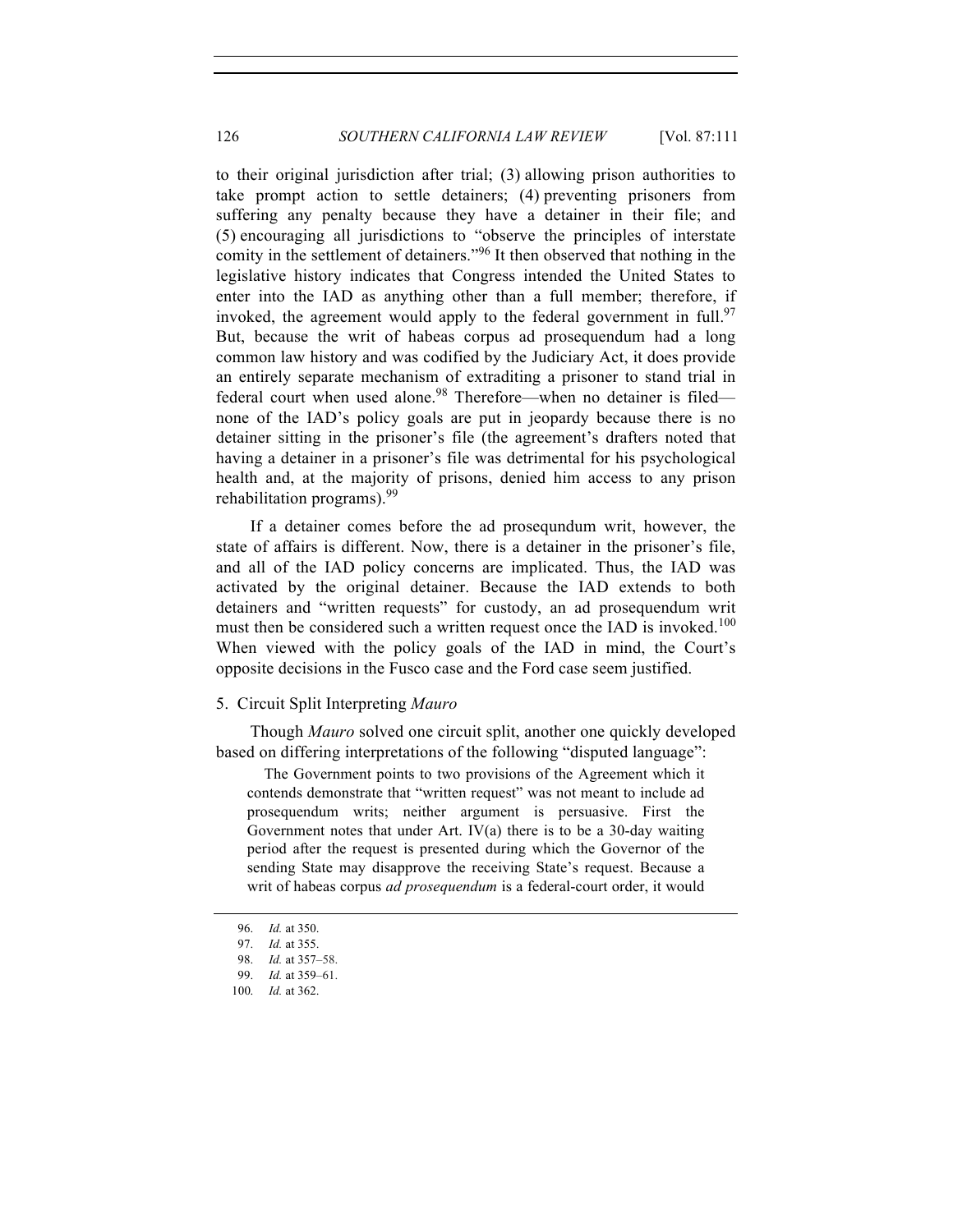to their original jurisdiction after trial; (3) allowing prison authorities to take prompt action to settle detainers; (4) preventing prisoners from suffering any penalty because they have a detainer in their file; and (5) encouraging all jurisdictions to "observe the principles of interstate comity in the settlement of detainers."[96] It then observed that nothing in the legislative history indicates that Congress intended the United States to enter into the IAD as anything other than a full member; therefore, if invoked, the agreement would apply to the federal government in full.[97] But, because the writ of habeas corpus ad prosequendum had a long common law history and was codified by the Judiciary Act, it does provide an entirely separate mechanism of extraditing a prisoner to stand trial in federal court when used alone.[98] Therefore—when no detainer is filed—none of the IAD's policy goals are put in jeopardy because there is no detainer sitting in the prisoner's file (the agreement's drafters noted that having a detainer in a prisoner's file was detrimental for his psychological health and, at the majority of prisons, denied him access to any prison rehabilitation programs).[99]

If a detainer comes before the ad prosequndum writ, however, the state of affairs is different. Now, there is a detainer in the prisoner's file, and all of the IAD policy concerns are implicated. Thus, the IAD was activated by the original detainer. Because the IAD extends to both detainers and "written requests" for custody, an ad prosequendum writ must then be considered such a written request once the IAD is invoked.[100] When viewed with the policy goals of the IAD in mind, the Court's opposite decisions in the Fusco case and the Ford case seem justified.

### 5. Circuit Split Interpreting *Mauro*

Though *Mauro* solved one circuit split, another one quickly developed based on differing interpretations of the following "disputed language":

> The Government points to two provisions of the Agreement which it contends demonstrate that "written request" was not meant to include ad prosequendum writs; neither argument is persuasive. First the Government notes that under Art. IV(a) there is to be a 30-day waiting period after the request is presented during which the Governor of the sending State may disapprove the receiving State's request. Because a writ of habeas corpus *ad prosequendum* is a federal-court order, it would

96. *Id.* at 350.
97. *Id.* at 355.
98. *Id.* at 357–58.
99. *Id.* at 359–61.
100. *Id.* at 362.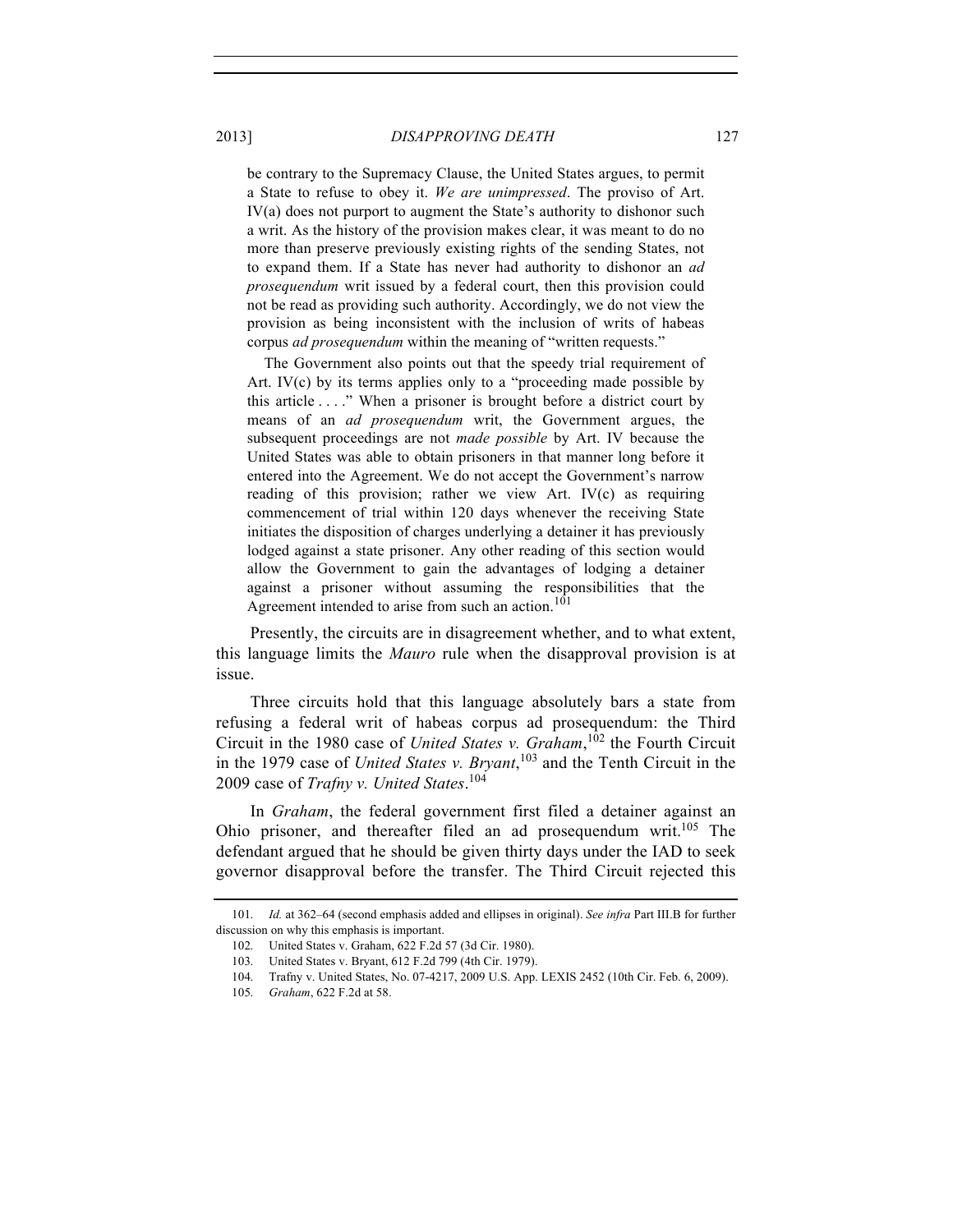be contrary to the Supremacy Clause, the United States argues, to permit a State to refuse to obey it. *We are unimpressed*. The proviso of Art. IV(a) does not purport to augment the State's authority to dishonor such a writ. As the history of the provision makes clear, it was meant to do no more than preserve previously existing rights of the sending States, not to expand them. If a State has never had authority to dishonor an *ad prosequendum* writ issued by a federal court, then this provision could not be read as providing such authority. Accordingly, we do not view the provision as being inconsistent with the inclusion of writs of habeas corpus *ad prosequendum* within the meaning of "written requests."

> The Government also points out that the speedy trial requirement of Art. IV(c) by its terms applies only to a "proceeding made possible by this article . . . ." When a prisoner is brought before a district court by means of an *ad prosequendum* writ, the Government argues, the subsequent proceedings are not *made possible* by Art. IV because the United States was able to obtain prisoners in that manner long before it entered into the Agreement. We do not accept the Government's narrow reading of this provision; rather we view Art. IV(c) as requiring commencement of trial within 120 days whenever the receiving State initiates the disposition of charges underlying a detainer it has previously lodged against a state prisoner. Any other reading of this section would allow the Government to gain the advantages of lodging a detainer against a prisoner without assuming the responsibilities that the Agreement intended to arise from such an action.[101]

Presently, the circuits are in disagreement whether, and to what extent, this language limits the *Mauro* rule when the disapproval provision is at issue.

Three circuits hold that this language absolutely bars a state from refusing a federal writ of habeas corpus ad prosequendum: the Third Circuit in the 1980 case of *United States v. Graham*,[102] the Fourth Circuit in the 1979 case of *United States v. Bryant*,[103] and the Tenth Circuit in the 2009 case of *Trafny v. United States*.[104]

In *Graham*, the federal government first filed a detainer against an Ohio prisoner, and thereafter filed an ad prosequendum writ.[105] The defendant argued that he should be given thirty days under the IAD to seek governor disapproval before the transfer. The Third Circuit rejected this

---

101. *Id.* at 362–64 (second emphasis added and ellipses in original). *See infra* Part III.B for further discussion on why this emphasis is important.

102. United States v. Graham, 622 F.2d 57 (3d Cir. 1980).

103. United States v. Bryant, 612 F.2d 799 (4th Cir. 1979).

104. Trafny v. United States, No. 07-4217, 2009 U.S. App. LEXIS 2452 (10th Cir. Feb. 6, 2009).

105. *Graham*, 622 F.2d at 58.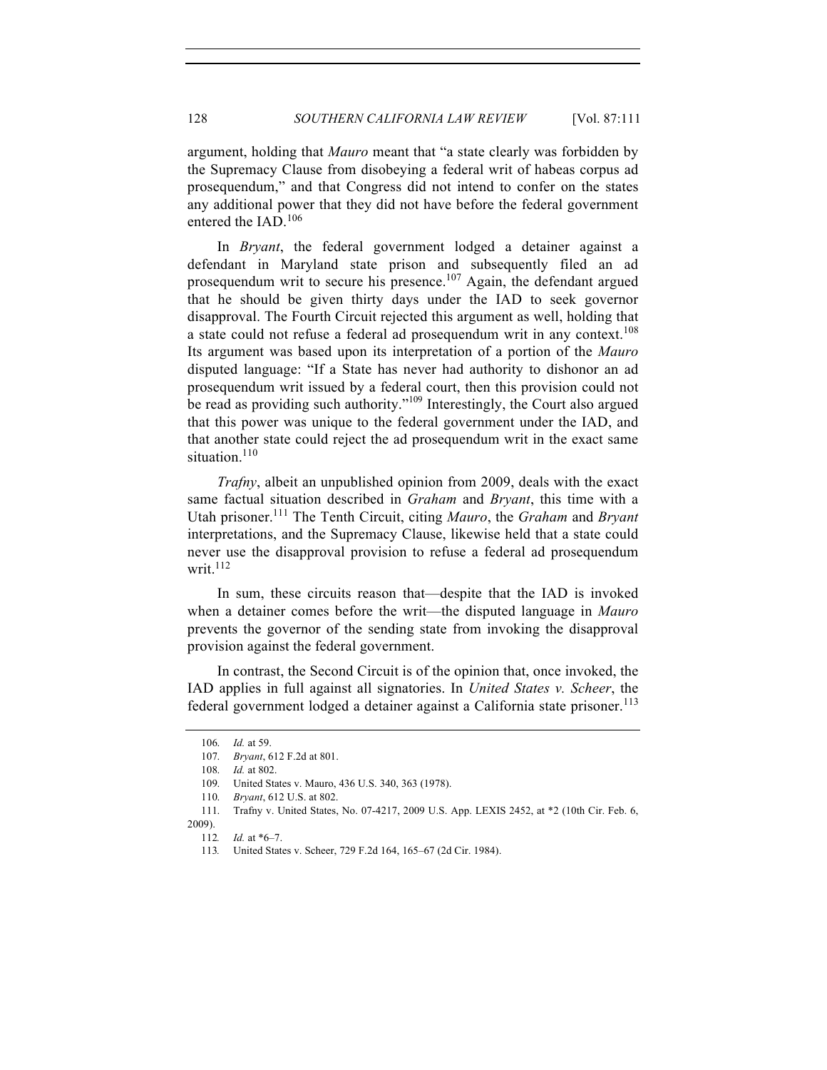argument, holding that *Mauro* meant that "a state clearly was forbidden by the Supremacy Clause from disobeying a federal writ of habeas corpus ad prosequendum," and that Congress did not intend to confer on the states any additional power that they did not have before the federal government entered the IAD.[106]

In *Bryant*, the federal government lodged a detainer against a defendant in Maryland state prison and subsequently filed an ad prosequendum writ to secure his presence.[107] Again, the defendant argued that he should be given thirty days under the IAD to seek governor disapproval. The Fourth Circuit rejected this argument as well, holding that a state could not refuse a federal ad prosequendum writ in any context.[108] Its argument was based upon its interpretation of a portion of the *Mauro* disputed language: "If a State has never had authority to dishonor an ad prosequendum writ issued by a federal court, then this provision could not be read as providing such authority."[109] Interestingly, the Court also argued that this power was unique to the federal government under the IAD, and that another state could reject the ad prosequendum writ in the exact same situation.[110]

*Trafny*, albeit an unpublished opinion from 2009, deals with the exact same factual situation described in *Graham* and *Bryant*, this time with a Utah prisoner.[111] The Tenth Circuit, citing *Mauro*, the *Graham* and *Bryant* interpretations, and the Supremacy Clause, likewise held that a state could never use the disapproval provision to refuse a federal ad prosequendum writ.[112]

In sum, these circuits reason that—despite that the IAD is invoked when a detainer comes before the writ—the disputed language in *Mauro* prevents the governor of the sending state from invoking the disapproval provision against the federal government.

In contrast, the Second Circuit is of the opinion that, once invoked, the IAD applies in full against all signatories. In *United States v. Scheer*, the federal government lodged a detainer against a California state prisoner.[113]

106. *Id.* at 59.

107. *Bryant*, 612 F.2d at 801.

108. *Id.* at 802.

109. United States v. Mauro, 436 U.S. 340, 363 (1978).

110. *Bryant*, 612 U.S. at 802.

111. Trafny v. United States, No. 07-4217, 2009 U.S. App. LEXIS 2452, at *2 (10th Cir. Feb. 6, 2009).

112. *Id.* at *6–7.

113. United States v. Scheer, 729 F.2d 164, 165–67 (2d Cir. 1984).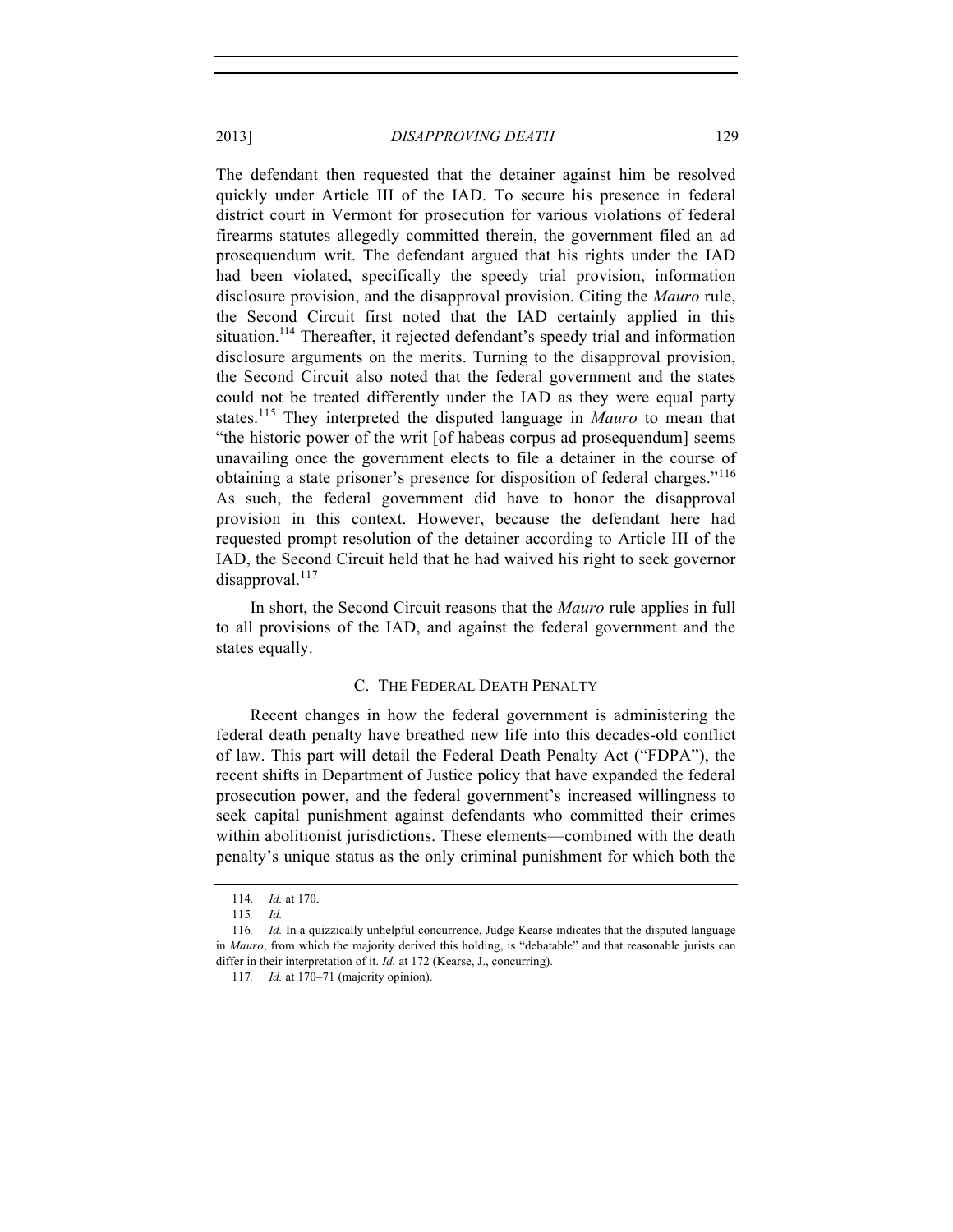The defendant then requested that the detainer against him be resolved quickly under Article III of the IAD. To secure his presence in federal district court in Vermont for prosecution for various violations of federal firearms statutes allegedly committed therein, the government filed an ad prosequendum writ. The defendant argued that his rights under the IAD had been violated, specifically the speedy trial provision, information disclosure provision, and the disapproval provision. Citing the *Mauro* rule, the Second Circuit first noted that the IAD certainly applied in this situation.[114] Thereafter, it rejected defendant's speedy trial and information disclosure arguments on the merits. Turning to the disapproval provision, the Second Circuit also noted that the federal government and the states could not be treated differently under the IAD as they were equal party states.[115] They interpreted the disputed language in *Mauro* to mean that "the historic power of the writ [of habeas corpus ad prosequendum] seems unavailing once the government elects to file a detainer in the course of obtaining a state prisoner's presence for disposition of federal charges."[116] As such, the federal government did have to honor the disapproval provision in this context. However, because the defendant here had requested prompt resolution of the detainer according to Article III of the IAD, the Second Circuit held that he had waived his right to seek governor disapproval.[117]

In short, the Second Circuit reasons that the *Mauro* rule applies in full to all provisions of the IAD, and against the federal government and the states equally.

### C. The Federal Death Penalty

Recent changes in how the federal government is administering the federal death penalty have breathed new life into this decades-old conflict of law. This part will detail the Federal Death Penalty Act ("FDPA"), the recent shifts in Department of Justice policy that have expanded the federal prosecution power, and the federal government's increased willingness to seek capital punishment against defendants who committed their crimes within abolitionist jurisdictions. These elements—combined with the death penalty's unique status as the only criminal punishment for which both the

---

114. *Id.* at 170.

115. *Id.*

116. *Id.* In a quizzically unhelpful concurrence, Judge Kearse indicates that the disputed language in *Mauro*, from which the majority derived this holding, is "debatable" and that reasonable jurists can differ in their interpretation of it. *Id.* at 172 (Kearse, J., concurring).

117. *Id.* at 170–71 (majority opinion).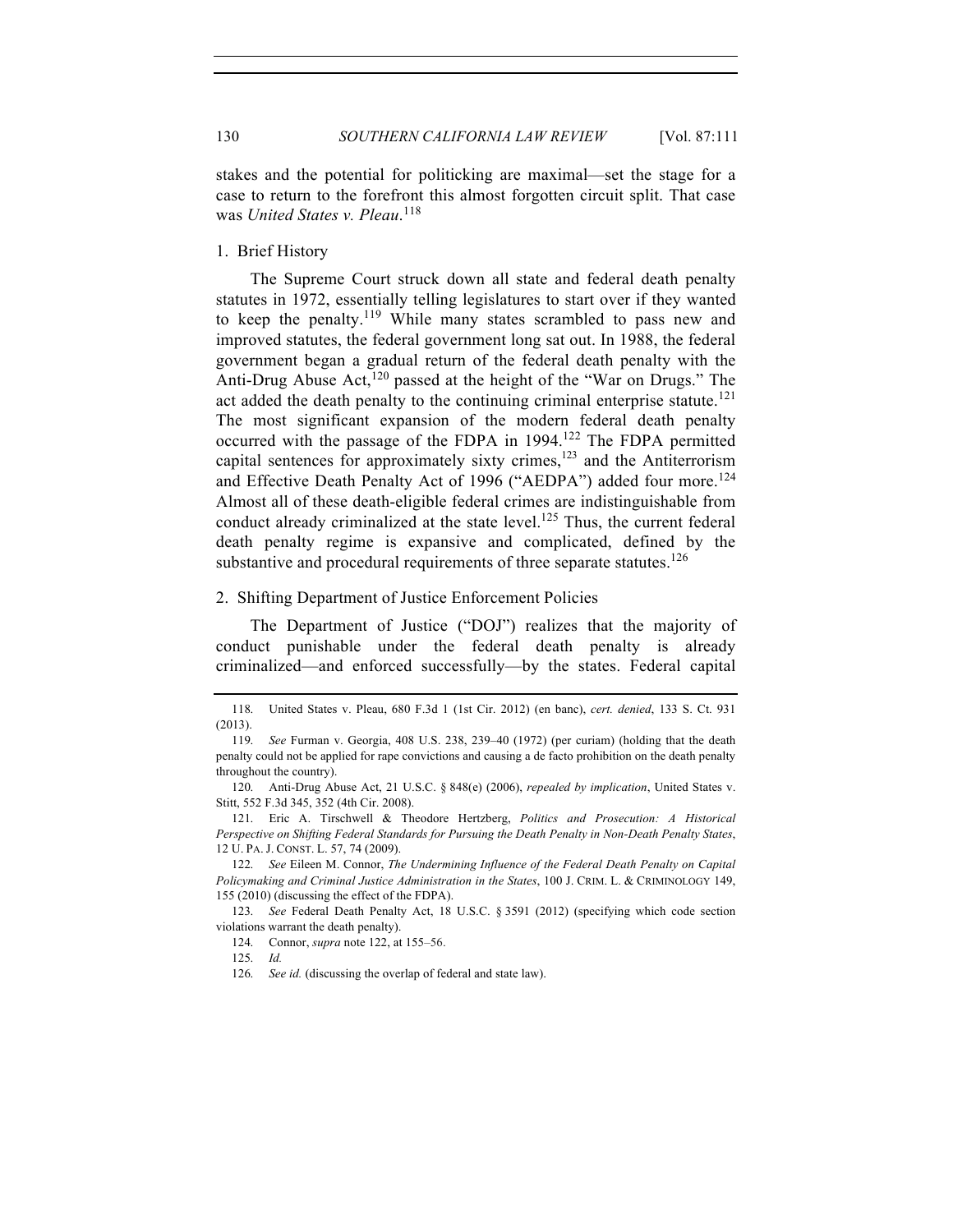stakes and the potential for politicking are maximal—set the stage for a case to return to the forefront this almost forgotten circuit split. That case was *United States v. Pleau*.[118]

### 1. Brief History

The Supreme Court struck down all state and federal death penalty statutes in 1972, essentially telling legislatures to start over if they wanted to keep the penalty.[119] While many states scrambled to pass new and improved statutes, the federal government long sat out. In 1988, the federal government began a gradual return of the federal death penalty with the Anti-Drug Abuse Act,[120] passed at the height of the "War on Drugs." The act added the death penalty to the continuing criminal enterprise statute.[121] The most significant expansion of the modern federal death penalty occurred with the passage of the FDPA in 1994.[122] The FDPA permitted capital sentences for approximately sixty crimes,[123] and the Antiterrorism and Effective Death Penalty Act of 1996 ("AEDPA") added four more.[124] Almost all of these death-eligible federal crimes are indistinguishable from conduct already criminalized at the state level.[125] Thus, the current federal death penalty regime is expansive and complicated, defined by the substantive and procedural requirements of three separate statutes.[126]

### 2. Shifting Department of Justice Enforcement Policies

The Department of Justice ("DOJ") realizes that the majority of conduct punishable under the federal death penalty is already criminalized—and enforced successfully—by the states. Federal capital

---

118. United States v. Pleau, 680 F.3d 1 (1st Cir. 2012) (en banc), *cert. denied*, 133 S. Ct. 931 (2013).

119. *See* Furman v. Georgia, 408 U.S. 238, 239–40 (1972) (per curiam) (holding that the death penalty could not be applied for rape convictions and causing a de facto prohibition on the death penalty throughout the country).

120. Anti-Drug Abuse Act, 21 U.S.C. § 848(e) (2006), *repealed by implication*, United States v. Stitt, 552 F.3d 345, 352 (4th Cir. 2008).

121. Eric A. Tirschwell & Theodore Hertzberg, *Politics and Prosecution: A Historical Perspective on Shifting Federal Standards for Pursuing the Death Penalty in Non-Death Penalty States*, 12 U. PA. J. CONST. L. 57, 74 (2009).

122. *See* Eileen M. Connor, *The Undermining Influence of the Federal Death Penalty on Capital Policymaking and Criminal Justice Administration in the States*, 100 J. CRIM. L. & CRIMINOLOGY 149, 155 (2010) (discussing the effect of the FDPA).

123. *See* Federal Death Penalty Act, 18 U.S.C. § 3591 (2012) (specifying which code section violations warrant the death penalty).

124. Connor, *supra* note 122, at 155–56.

125. *Id.*

126. *See id.* (discussing the overlap of federal and state law).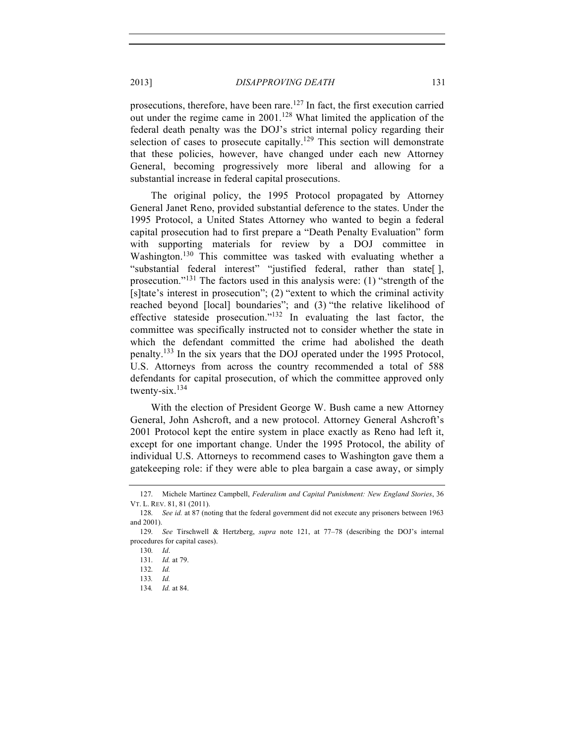prosecutions, therefore, have been rare.[127] In fact, the first execution carried out under the regime came in 2001.[128] What limited the application of the federal death penalty was the DOJ's strict internal policy regarding their selection of cases to prosecute capitally.[129] This section will demonstrate that these policies, however, have changed under each new Attorney General, becoming progressively more liberal and allowing for a substantial increase in federal capital prosecutions.

The original policy, the 1995 Protocol propagated by Attorney General Janet Reno, provided substantial deference to the states. Under the 1995 Protocol, a United States Attorney who wanted to begin a federal capital prosecution had to first prepare a "Death Penalty Evaluation" form with supporting materials for review by a DOJ committee in Washington.[130] This committee was tasked with evaluating whether a "substantial federal interest" "justified federal, rather than state[ ], prosecution."[131] The factors used in this analysis were: (1) "strength of the [s]tate's interest in prosecution"; (2) "extent to which the criminal activity reached beyond [local] boundaries"; and (3) "the relative likelihood of effective stateside prosecution."[132] In evaluating the last factor, the committee was specifically instructed not to consider whether the state in which the defendant committed the crime had abolished the death penalty.[133] In the six years that the DOJ operated under the 1995 Protocol, U.S. Attorneys from across the country recommended a total of 588 defendants for capital prosecution, of which the committee approved only twenty-six.[134]

With the election of President George W. Bush came a new Attorney General, John Ashcroft, and a new protocol. Attorney General Ashcroft's 2001 Protocol kept the entire system in place exactly as Reno had left it, except for one important change. Under the 1995 Protocol, the ability of individual U.S. Attorneys to recommend cases to Washington gave them a gatekeeping role: if they were able to plea bargain a case away, or simply

---

127. Michele Martinez Campbell, *Federalism and Capital Punishment: New England Stories*, 36 VT. L. REV. 81, 81 (2011).

128. *See id.* at 87 (noting that the federal government did not execute any prisoners between 1963 and 2001).

129. *See* Tirschwell & Hertzberg, *supra* note 121, at 77–78 (describing the DOJ's internal procedures for capital cases).

130. *Id*.

131. *Id.* at 79.

132. *Id.*

133. *Id.*

134. *Id.* at 84.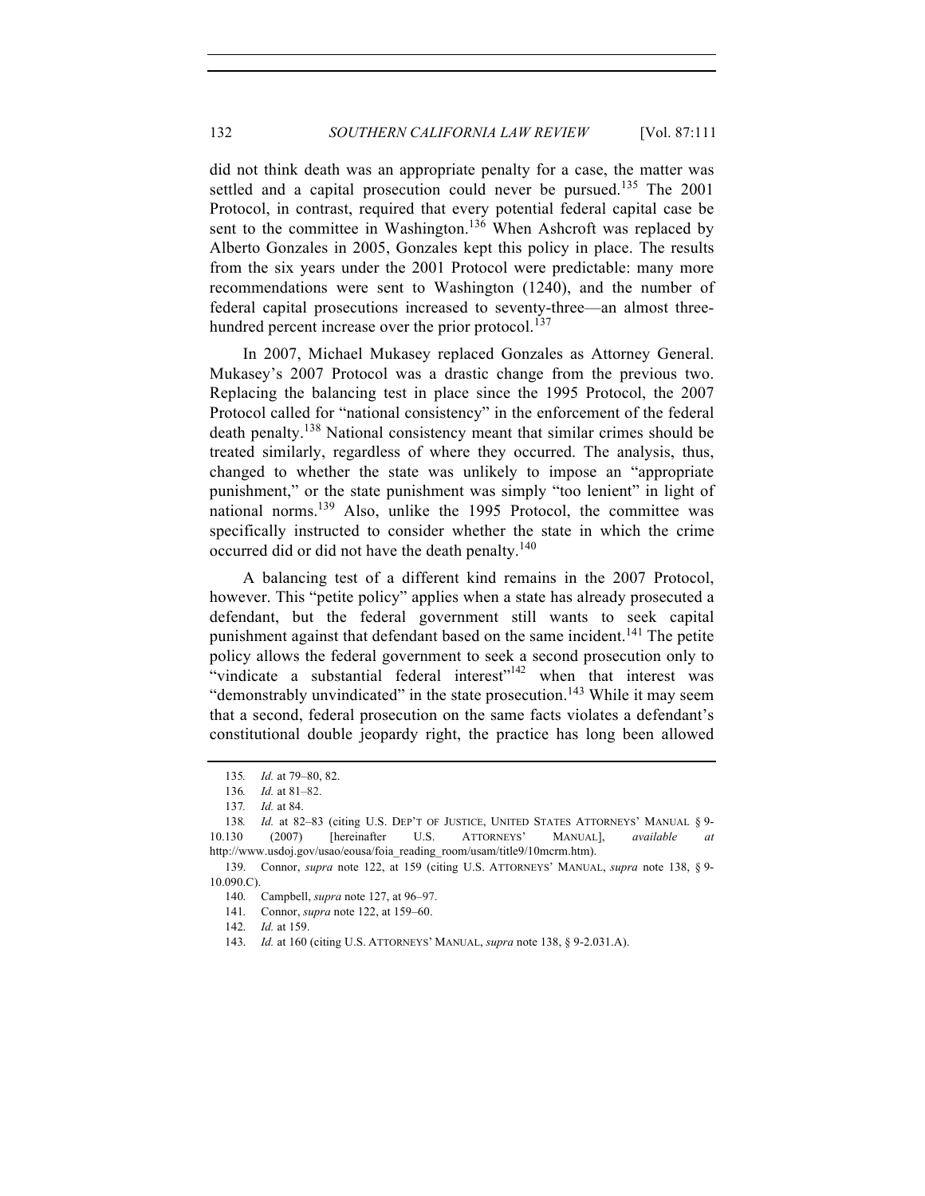did not think death was an appropriate penalty for a case, the matter was settled and a capital prosecution could never be pursued.[135] The 2001 Protocol, in contrast, required that every potential federal capital case be sent to the committee in Washington.[136] When Ashcroft was replaced by Alberto Gonzales in 2005, Gonzales kept this policy in place. The results from the six years under the 2001 Protocol were predictable: many more recommendations were sent to Washington (1240), and the number of federal capital prosecutions increased to seventy-three—an almost three-hundred percent increase over the prior protocol.[137]

In 2007, Michael Mukasey replaced Gonzales as Attorney General. Mukasey's 2007 Protocol was a drastic change from the previous two. Replacing the balancing test in place since the 1995 Protocol, the 2007 Protocol called for "national consistency" in the enforcement of the federal death penalty.[138] National consistency meant that similar crimes should be treated similarly, regardless of where they occurred. The analysis, thus, changed to whether the state was unlikely to impose an "appropriate punishment," or the state punishment was simply "too lenient" in light of national norms.[139] Also, unlike the 1995 Protocol, the committee was specifically instructed to consider whether the state in which the crime occurred did or did not have the death penalty.[140]

A balancing test of a different kind remains in the 2007 Protocol, however. This "petite policy" applies when a state has already prosecuted a defendant, but the federal government still wants to seek capital punishment against that defendant based on the same incident.[141] The petite policy allows the federal government to seek a second prosecution only to "vindicate a substantial federal interest"[142] when that interest was "demonstrably unvindicated" in the state prosecution.[143] While it may seem that a second, federal prosecution on the same facts violates a defendant's constitutional double jeopardy right, the practice has long been allowed

---

135. *Id.* at 79–80, 82.

136. *Id.* at 81–82.

137. *Id.* at 84.

138. *Id.* at 82–83 (citing U.S. DEP'T OF JUSTICE, UNITED STATES ATTORNEYS' MANUAL § 9-10.130 (2007) [hereinafter U.S. ATTORNEYS' MANUAL], *available at* http://www.usdoj.gov/usao/eousa/foia_reading_room/usam/title9/10mcrm.htm).

139. Connor, *supra* note 122, at 159 (citing U.S. ATTORNEYS' MANUAL, *supra* note 138, § 9-10.090.C).

140. Campbell, *supra* note 127, at 96–97.

141. Connor, *supra* note 122, at 159–60.

142. *Id.* at 159.

143. *Id.* at 160 (citing U.S. ATTORNEYS' MANUAL, *supra* note 138, § 9-2.031.A).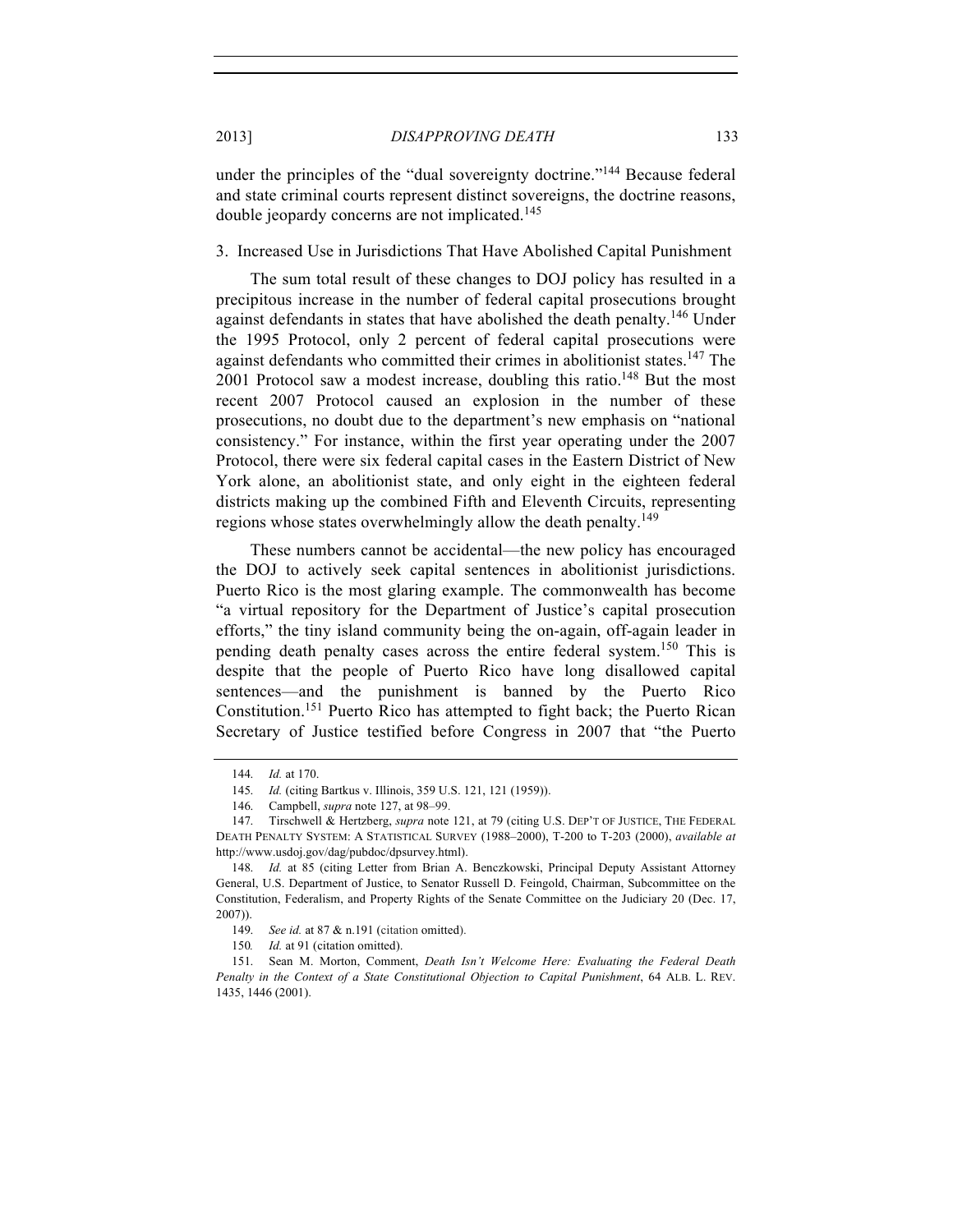under the principles of the "dual sovereignty doctrine."[144] Because federal and state criminal courts represent distinct sovereigns, the doctrine reasons, double jeopardy concerns are not implicated.[145]

### 3. Increased Use in Jurisdictions That Have Abolished Capital Punishment

The sum total result of these changes to DOJ policy has resulted in a precipitous increase in the number of federal capital prosecutions brought against defendants in states that have abolished the death penalty.[146] Under the 1995 Protocol, only 2 percent of federal capital prosecutions were against defendants who committed their crimes in abolitionist states.[147] The 2001 Protocol saw a modest increase, doubling this ratio.[148] But the most recent 2007 Protocol caused an explosion in the number of these prosecutions, no doubt due to the department's new emphasis on "national consistency." For instance, within the first year operating under the 2007 Protocol, there were six federal capital cases in the Eastern District of New York alone, an abolitionist state, and only eight in the eighteen federal districts making up the combined Fifth and Eleventh Circuits, representing regions whose states overwhelmingly allow the death penalty.[149]

These numbers cannot be accidental—the new policy has encouraged the DOJ to actively seek capital sentences in abolitionist jurisdictions. Puerto Rico is the most glaring example. The commonwealth has become "a virtual repository for the Department of Justice's capital prosecution efforts," the tiny island community being the on-again, off-again leader in pending death penalty cases across the entire federal system.[150] This is despite that the people of Puerto Rico have long disallowed capital sentences—and the punishment is banned by the Puerto Rico Constitution.[151] Puerto Rico has attempted to fight back; the Puerto Rican Secretary of Justice testified before Congress in 2007 that "the Puerto

---

144. *Id.* at 170.

145. *Id.* (citing Bartkus v. Illinois, 359 U.S. 121, 121 (1959)).

146. Campbell, *supra* note 127, at 98–99.

147. Tirschwell & Hertzberg, *supra* note 121, at 79 (citing U.S. DEP'T OF JUSTICE, THE FEDERAL DEATH PENALTY SYSTEM: A STATISTICAL SURVEY (1988–2000), T-200 to T-203 (2000), *available at* http://www.usdoj.gov/dag/pubdoc/dpsurvey.html).

148. *Id.* at 85 (citing Letter from Brian A. Benczkowski, Principal Deputy Assistant Attorney General, U.S. Department of Justice, to Senator Russell D. Feingold, Chairman, Subcommittee on the Constitution, Federalism, and Property Rights of the Senate Committee on the Judiciary 20 (Dec. 17, 2007)).

149. *See id.* at 87 & n.191 (citation omitted).

150. *Id.* at 91 (citation omitted).

151. Sean M. Morton, Comment, *Death Isn't Welcome Here: Evaluating the Federal Death Penalty in the Context of a State Constitutional Objection to Capital Punishment*, 64 ALB. L. REV. 1435, 1446 (2001).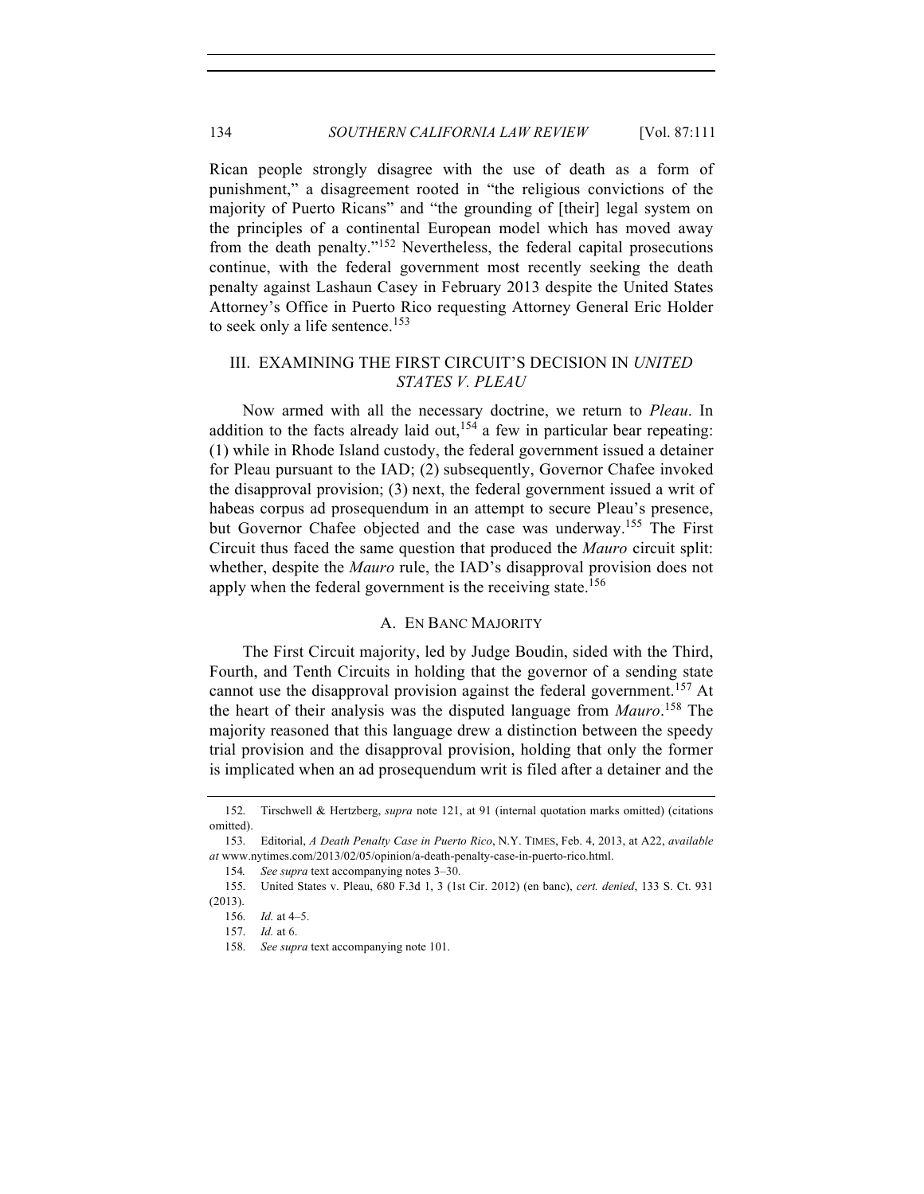Rican people strongly disagree with the use of death as a form of punishment," a disagreement rooted in "the religious convictions of the majority of Puerto Ricans" and "the grounding of [their] legal system on the principles of a continental European model which has moved away from the death penalty."[152] Nevertheless, the federal capital prosecutions continue, with the federal government most recently seeking the death penalty against Lashaun Casey in February 2013 despite the United States Attorney's Office in Puerto Rico requesting Attorney General Eric Holder to seek only a life sentence.[153]

## III. EXAMINING THE FIRST CIRCUIT'S DECISION IN *UNITED STATES V. PLEAU*

Now armed with all the necessary doctrine, we return to *Pleau*. In addition to the facts already laid out,[154] a few in particular bear repeating: (1) while in Rhode Island custody, the federal government issued a detainer for Pleau pursuant to the IAD; (2) subsequently, Governor Chafee invoked the disapproval provision; (3) next, the federal government issued a writ of habeas corpus ad prosequendum in an attempt to secure Pleau's presence, but Governor Chafee objected and the case was underway.[155] The First Circuit thus faced the same question that produced the *Mauro* circuit split: whether, despite the *Mauro* rule, the IAD's disapproval provision does not apply when the federal government is the receiving state.[156]

### A. EN BANC MAJORITY

The First Circuit majority, led by Judge Boudin, sided with the Third, Fourth, and Tenth Circuits in holding that the governor of a sending state cannot use the disapproval provision against the federal government.[157] At the heart of their analysis was the disputed language from *Mauro*.[158] The majority reasoned that this language drew a distinction between the speedy trial provision and the disapproval provision, holding that only the former is implicated when an ad prosequendum writ is filed after a detainer and the

---

152. Tirschwell & Hertzberg, *supra* note 121, at 91 (internal quotation marks omitted) (citations omitted).

153. Editorial, *A Death Penalty Case in Puerto Rico*, N.Y. TIMES, Feb. 4, 2013, at A22, *available at* www.nytimes.com/2013/02/05/opinion/a-death-penalty-case-in-puerto-rico.html.

154. *See supra* text accompanying notes 3–30.

155. United States v. Pleau, 680 F.3d 1, 3 (1st Cir. 2012) (en banc), *cert. denied*, 133 S. Ct. 931 (2013).

156. *Id.* at 4–5.

157. *Id.* at 6.

158. *See supra* text accompanying note 101.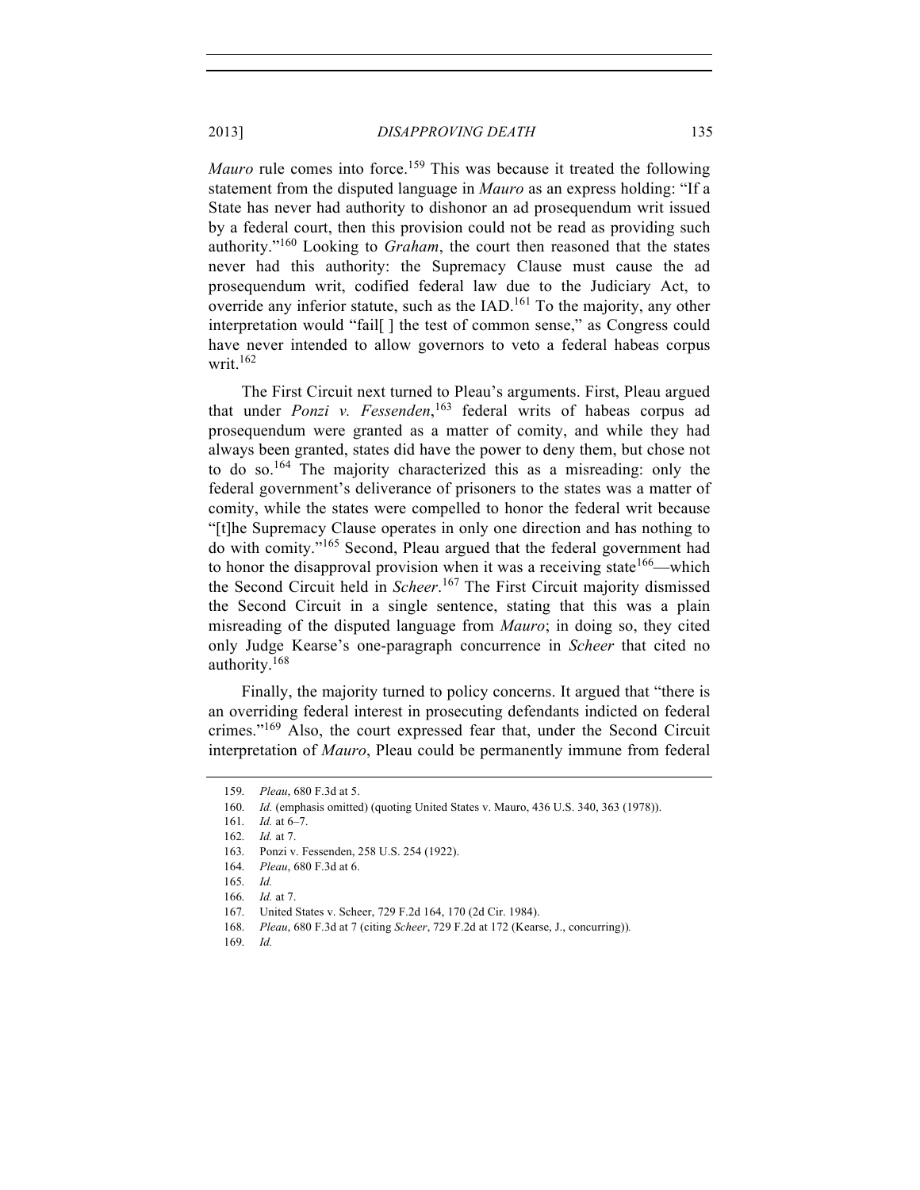*Mauro* rule comes into force.[159] This was because it treated the following statement from the disputed language in *Mauro* as an express holding: "If a State has never had authority to dishonor an ad prosequendum writ issued by a federal court, then this provision could not be read as providing such authority."[160] Looking to *Graham*, the court then reasoned that the states never had this authority: the Supremacy Clause must cause the ad prosequendum writ, codified federal law due to the Judiciary Act, to override any inferior statute, such as the IAD.[161] To the majority, any other interpretation would "fail[ ] the test of common sense," as Congress could have never intended to allow governors to veto a federal habeas corpus writ.[162]

The First Circuit next turned to Pleau's arguments. First, Pleau argued that under *Ponzi v. Fessenden*,[163] federal writs of habeas corpus ad prosequendum were granted as a matter of comity, and while they had always been granted, states did have the power to deny them, but chose not to do so.[164] The majority characterized this as a misreading: only the federal government's deliverance of prisoners to the states was a matter of comity, while the states were compelled to honor the federal writ because "[t]he Supremacy Clause operates in only one direction and has nothing to do with comity."[165] Second, Pleau argued that the federal government had to honor the disapproval provision when it was a receiving state[166]—which the Second Circuit held in *Scheer*.[167] The First Circuit majority dismissed the Second Circuit in a single sentence, stating that this was a plain misreading of the disputed language from *Mauro*; in doing so, they cited only Judge Kearse's one-paragraph concurrence in *Scheer* that cited no authority.[168]

Finally, the majority turned to policy concerns. It argued that "there is an overriding federal interest in prosecuting defendants indicted on federal crimes."[169] Also, the court expressed fear that, under the Second Circuit interpretation of *Mauro*, Pleau could be permanently immune from federal

---

159. *Pleau*, 680 F.3d at 5.

160. *Id.* (emphasis omitted) (quoting United States v. Mauro, 436 U.S. 340, 363 (1978)).

161. *Id.* at 6–7.

162. *Id.* at 7.

163. Ponzi v. Fessenden, 258 U.S. 254 (1922).

164. *Pleau*, 680 F.3d at 6.

165. *Id.*

166. *Id.* at 7.

167. United States v. Scheer, 729 F.2d 164, 170 (2d Cir. 1984).

168. *Pleau*, 680 F.3d at 7 (citing *Scheer*, 729 F.2d at 172 (Kearse, J., concurring)).

169. *Id.*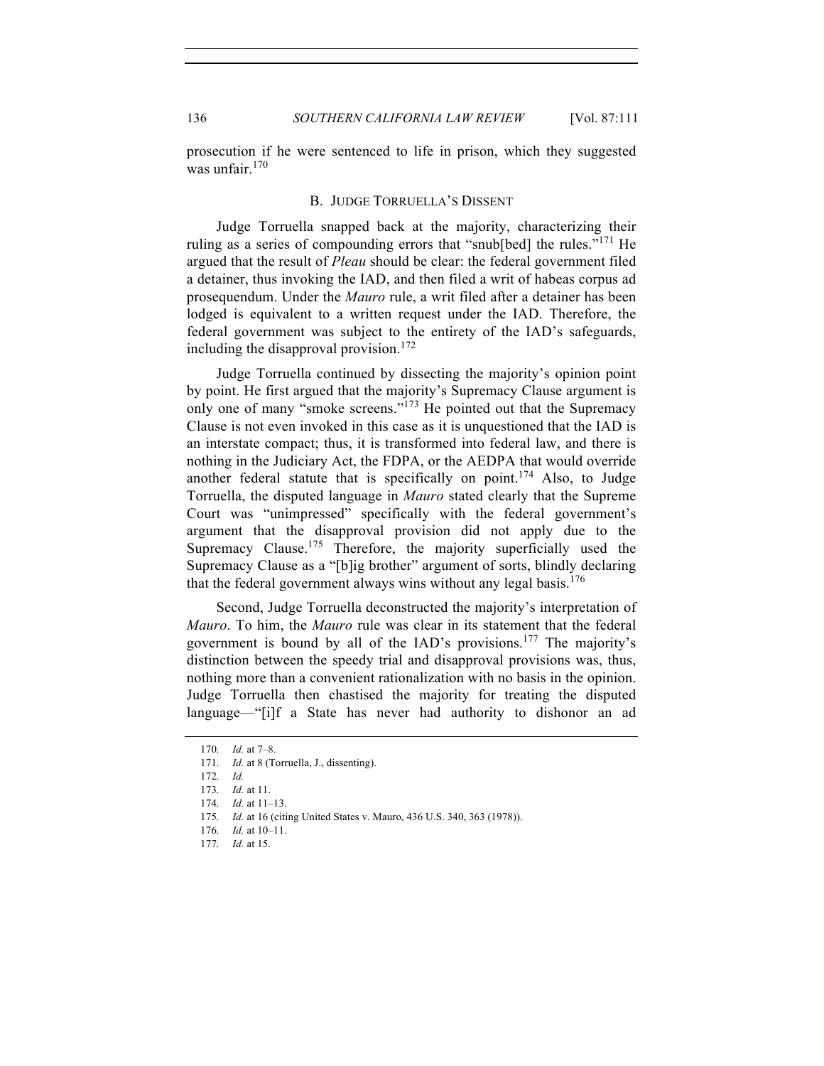prosecution if he were sentenced to life in prison, which they suggested was unfair.[170]

### B. JUDGE TORRUELLA'S DISSENT

Judge Torruella snapped back at the majority, characterizing their ruling as a series of compounding errors that "snub[bed] the rules."[171] He argued that the result of *Pleau* should be clear: the federal government filed a detainer, thus invoking the IAD, and then filed a writ of habeas corpus ad prosequendum. Under the *Mauro* rule, a writ filed after a detainer has been lodged is equivalent to a written request under the IAD. Therefore, the federal government was subject to the entirety of the IAD's safeguards, including the disapproval provision.[172]

Judge Torruella continued by dissecting the majority's opinion point by point. He first argued that the majority's Supremacy Clause argument is only one of many "smoke screens."[173] He pointed out that the Supremacy Clause is not even invoked in this case as it is unquestioned that the IAD is an interstate compact; thus, it is transformed into federal law, and there is nothing in the Judiciary Act, the FDPA, or the AEDPA that would override another federal statute that is specifically on point.[174] Also, to Judge Torruella, the disputed language in *Mauro* stated clearly that the Supreme Court was "unimpressed" specifically with the federal government's argument that the disapproval provision did not apply due to the Supremacy Clause.[175] Therefore, the majority superficially used the Supremacy Clause as a "[b]ig brother" argument of sorts, blindly declaring that the federal government always wins without any legal basis.[176]

Second, Judge Torruella deconstructed the majority's interpretation of *Mauro*. To him, the *Mauro* rule was clear in its statement that the federal government is bound by all of the IAD's provisions.[177] The majority's distinction between the speedy trial and disapproval provisions was, thus, nothing more than a convenient rationalization with no basis in the opinion. Judge Torruella then chastised the majority for treating the disputed language—"[i]f a State has never had authority to dishonor an ad

170. *Id.* at 7–8.
171. *Id.* at 8 (Torruella, J., dissenting).
172. *Id.*
173. *Id.* at 11.
174. *Id.* at 11–13.
175. *Id.* at 16 (citing United States v. Mauro, 436 U.S. 340, 363 (1978)).
176. *Id.* at 10–11.
177. *Id.* at 15.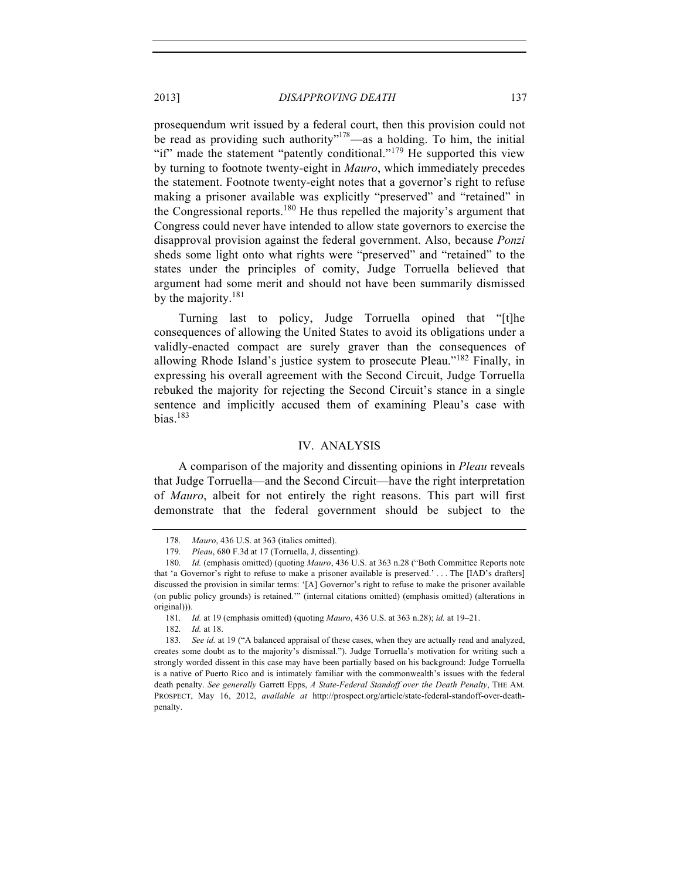prosequendum writ issued by a federal court, then this provision could not be read as providing such authority"[178]—as a holding. To him, the initial "if" made the statement "patently conditional."[179] He supported this view by turning to footnote twenty-eight in *Mauro*, which immediately precedes the statement. Footnote twenty-eight notes that a governor's right to refuse making a prisoner available was explicitly "preserved" and "retained" in the Congressional reports.[180] He thus repelled the majority's argument that Congress could never have intended to allow state governors to exercise the disapproval provision against the federal government. Also, because *Ponzi* sheds some light onto what rights were "preserved" and "retained" to the states under the principles of comity, Judge Torruella believed that argument had some merit and should not have been summarily dismissed by the majority.[181]

Turning last to policy, Judge Torruella opined that "[t]he consequences of allowing the United States to avoid its obligations under a validly-enacted compact are surely graver than the consequences of allowing Rhode Island's justice system to prosecute Pleau."[182] Finally, in expressing his overall agreement with the Second Circuit, Judge Torruella rebuked the majority for rejecting the Second Circuit's stance in a single sentence and implicitly accused them of examining Pleau's case with bias.[183]

## IV. ANALYSIS

A comparison of the majority and dissenting opinions in *Pleau* reveals that Judge Torruella—and the Second Circuit—have the right interpretation of *Mauro*, albeit for not entirely the right reasons. This part will first demonstrate that the federal government should be subject to the

---

178. *Mauro*, 436 U.S. at 363 (italics omitted).

179. *Pleau*, 680 F.3d at 17 (Torruella, J, dissenting).

180. *Id.* (emphasis omitted) (quoting *Mauro*, 436 U.S. at 363 n.28 ("Both Committee Reports note that 'a Governor's right to refuse to make a prisoner available is preserved.' . . . The [IAD's drafters] discussed the provision in similar terms: '[A] Governor's right to refuse to make the prisoner available (on public policy grounds) is retained.'" (internal citations omitted) (emphasis omitted) (alterations in original))).

181. *Id.* at 19 (emphasis omitted) (quoting *Mauro*, 436 U.S. at 363 n.28); *id.* at 19–21.

182. *Id.* at 18.

183. *See id.* at 19 ("A balanced appraisal of these cases, when they are actually read and analyzed, creates some doubt as to the majority's dismissal."). Judge Torruella's motivation for writing such a strongly worded dissent in this case may have been partially based on his background: Judge Torruella is a native of Puerto Rico and is intimately familiar with the commonwealth's issues with the federal death penalty. *See generally* Garrett Epps, *A State-Federal Standoff over the Death Penalty*, THE AM. PROSPECT, May 16, 2012, *available at* http://prospect.org/article/state-federal-standoff-over-death-penalty.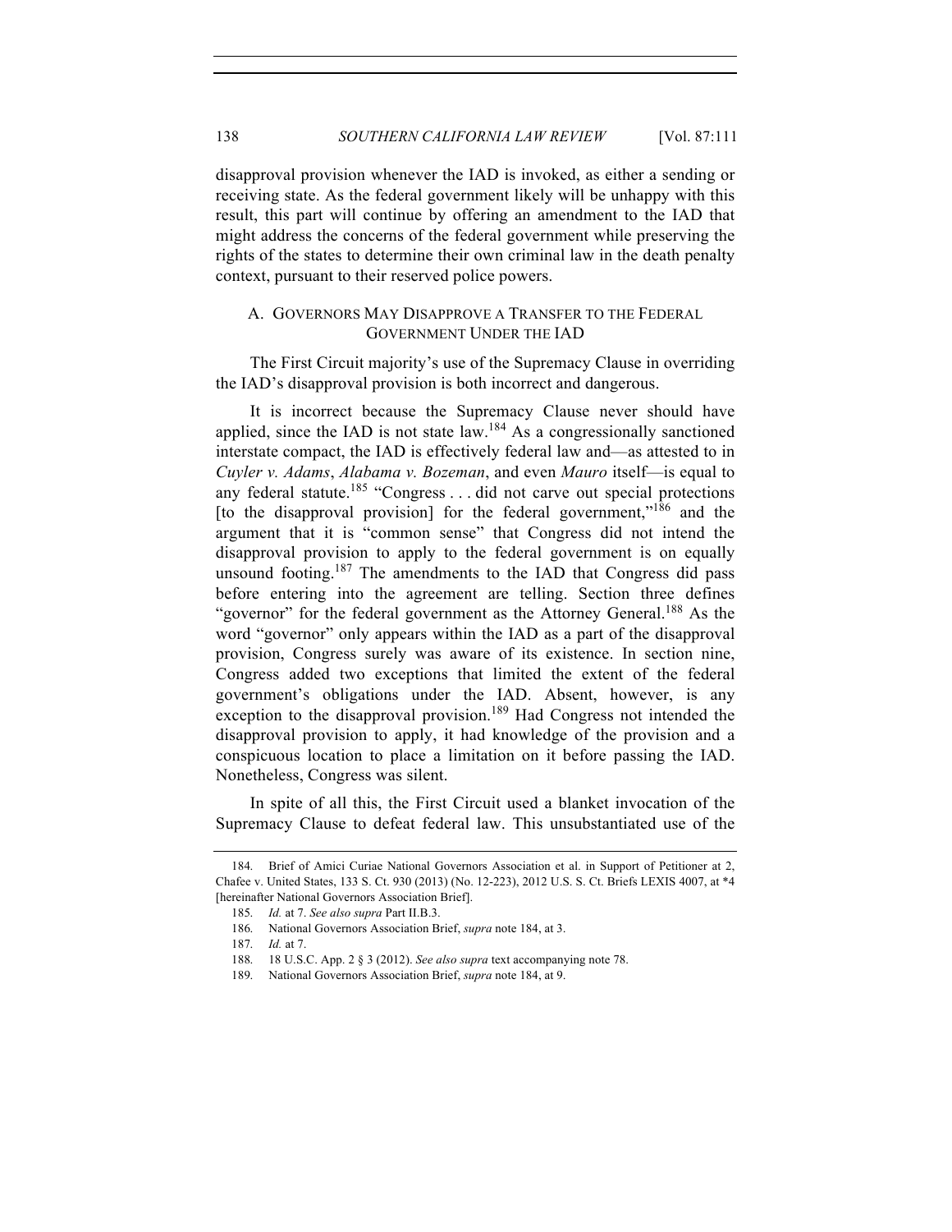disapproval provision whenever the IAD is invoked, as either a sending or receiving state. As the federal government likely will be unhappy with this result, this part will continue by offering an amendment to the IAD that might address the concerns of the federal government while preserving the rights of the states to determine their own criminal law in the death penalty context, pursuant to their reserved police powers.

### A. GOVERNORS MAY DISAPPROVE A TRANSFER TO THE FEDERAL GOVERNMENT UNDER THE IAD

The First Circuit majority's use of the Supremacy Clause in overriding the IAD's disapproval provision is both incorrect and dangerous.

It is incorrect because the Supremacy Clause never should have applied, since the IAD is not state law.[184] As a congressionally sanctioned interstate compact, the IAD is effectively federal law and—as attested to in *Cuyler v. Adams*, *Alabama v. Bozeman*, and even *Mauro* itself—is equal to any federal statute.[185] "Congress . . . did not carve out special protections [to the disapproval provision] for the federal government,"[186] and the argument that it is "common sense" that Congress did not intend the disapproval provision to apply to the federal government is on equally unsound footing.[187] The amendments to the IAD that Congress did pass before entering into the agreement are telling. Section three defines "governor" for the federal government as the Attorney General.[188] As the word "governor" only appears within the IAD as a part of the disapproval provision, Congress surely was aware of its existence. In section nine, Congress added two exceptions that limited the extent of the federal government's obligations under the IAD. Absent, however, is any exception to the disapproval provision.[189] Had Congress not intended the disapproval provision to apply, it had knowledge of the provision and a conspicuous location to place a limitation on it before passing the IAD. Nonetheless, Congress was silent.

In spite of all this, the First Circuit used a blanket invocation of the Supremacy Clause to defeat federal law. This unsubstantiated use of the

---

184. Brief of Amici Curiae National Governors Association et al. in Support of Petitioner at 2, Chafee v. United States, 133 S. Ct. 930 (2013) (No. 12-223), 2012 U.S. S. Ct. Briefs LEXIS 4007, at *4 [hereinafter National Governors Association Brief].

185. *Id.* at 7. *See also supra* Part II.B.3.

186. National Governors Association Brief, *supra* note 184, at 3.

187. *Id.* at 7.

188. 18 U.S.C. App. 2 § 3 (2012). *See also supra* text accompanying note 78.

189. National Governors Association Brief, *supra* note 184, at 9.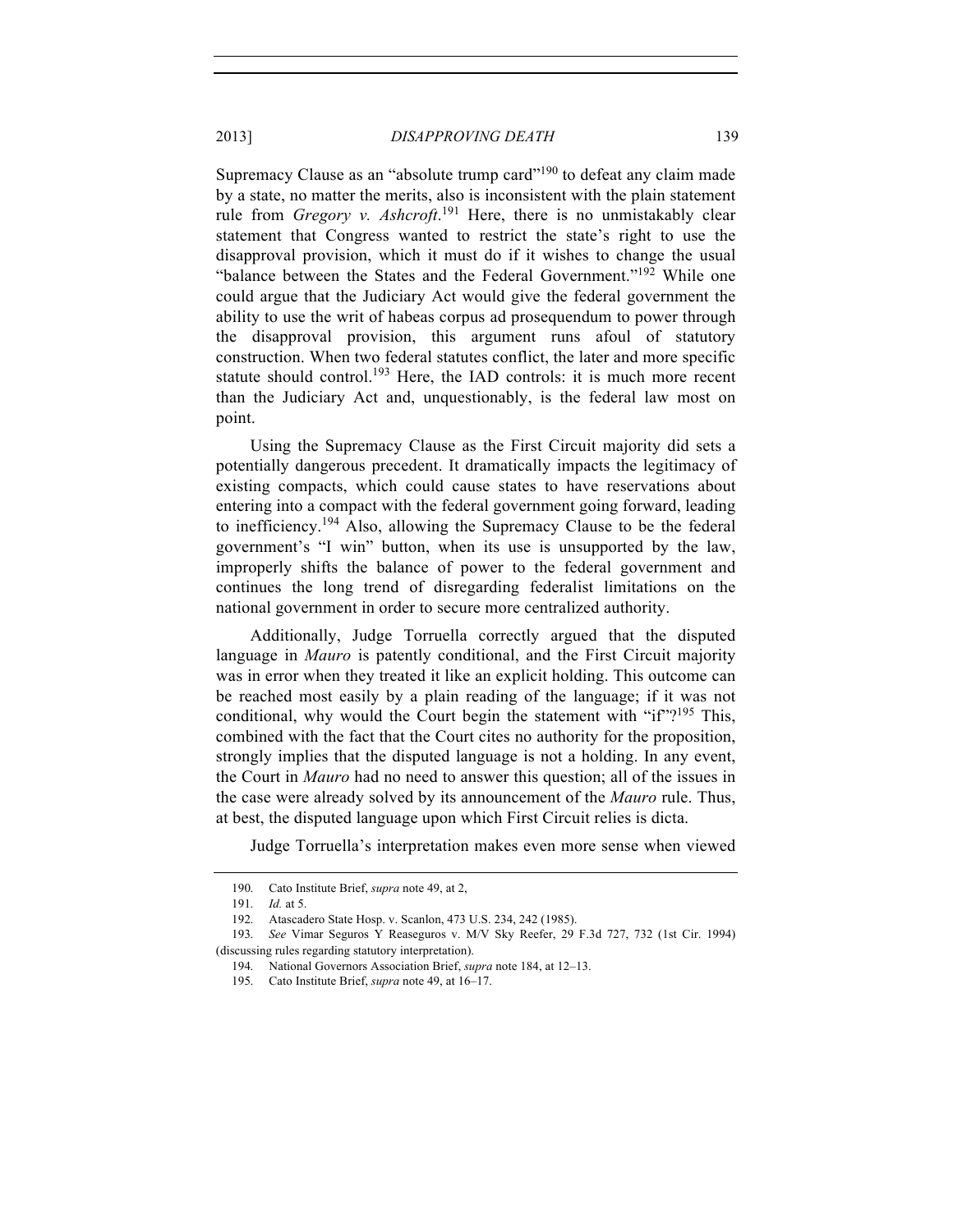Supremacy Clause as an "absolute trump card"[190] to defeat any claim made by a state, no matter the merits, also is inconsistent with the plain statement rule from *Gregory v. Ashcroft*.[191] Here, there is no unmistakably clear statement that Congress wanted to restrict the state's right to use the disapproval provision, which it must do if it wishes to change the usual "balance between the States and the Federal Government."[192] While one could argue that the Judiciary Act would give the federal government the ability to use the writ of habeas corpus ad prosequendum to power through the disapproval provision, this argument runs afoul of statutory construction. When two federal statutes conflict, the later and more specific statute should control.[193] Here, the IAD controls: it is much more recent than the Judiciary Act and, unquestionably, is the federal law most on point.

Using the Supremacy Clause as the First Circuit majority did sets a potentially dangerous precedent. It dramatically impacts the legitimacy of existing compacts, which could cause states to have reservations about entering into a compact with the federal government going forward, leading to inefficiency.[194] Also, allowing the Supremacy Clause to be the federal government's "I win" button, when its use is unsupported by the law, improperly shifts the balance of power to the federal government and continues the long trend of disregarding federalist limitations on the national government in order to secure more centralized authority.

Additionally, Judge Torruella correctly argued that the disputed language in *Mauro* is patently conditional, and the First Circuit majority was in error when they treated it like an explicit holding. This outcome can be reached most easily by a plain reading of the language; if it was not conditional, why would the Court begin the statement with "if"?[195] This, combined with the fact that the Court cites no authority for the proposition, strongly implies that the disputed language is not a holding. In any event, the Court in *Mauro* had no need to answer this question; all of the issues in the case were already solved by its announcement of the *Mauro* rule. Thus, at best, the disputed language upon which First Circuit relies is dicta.

Judge Torruella's interpretation makes even more sense when viewed

---

190. Cato Institute Brief, *supra* note 49, at 2,

191. *Id.* at 5.

192. Atascadero State Hosp. v. Scanlon, 473 U.S. 234, 242 (1985).

193. *See* Vimar Seguros Y Reaseguros v. M/V Sky Reefer, 29 F.3d 727, 732 (1st Cir. 1994) (discussing rules regarding statutory interpretation).

194. National Governors Association Brief, *supra* note 184, at 12–13.

195. Cato Institute Brief, *supra* note 49, at 16–17.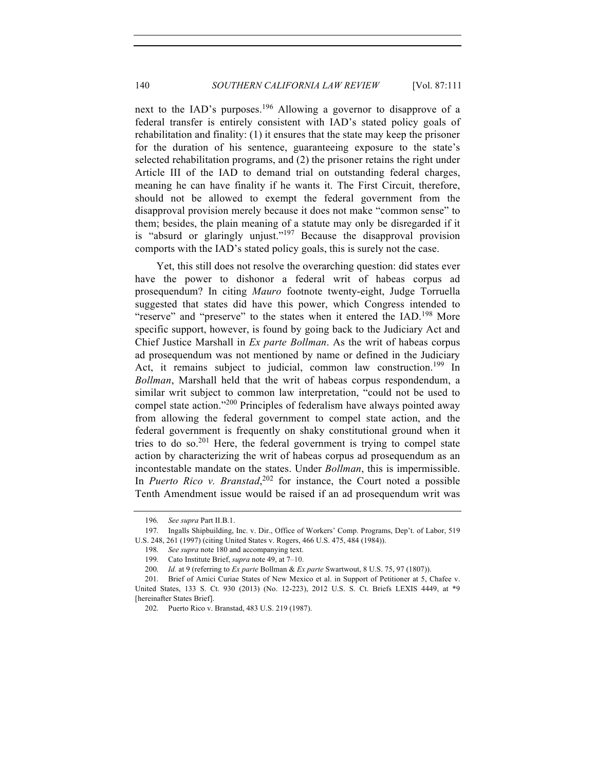next to the IAD's purposes.[196] Allowing a governor to disapprove of a federal transfer is entirely consistent with IAD's stated policy goals of rehabilitation and finality: (1) it ensures that the state may keep the prisoner for the duration of his sentence, guaranteeing exposure to the state's selected rehabilitation programs, and (2) the prisoner retains the right under Article III of the IAD to demand trial on outstanding federal charges, meaning he can have finality if he wants it. The First Circuit, therefore, should not be allowed to exempt the federal government from the disapproval provision merely because it does not make "common sense" to them; besides, the plain meaning of a statute may only be disregarded if it is "absurd or glaringly unjust."[197] Because the disapproval provision comports with the IAD's stated policy goals, this is surely not the case.

Yet, this still does not resolve the overarching question: did states ever have the power to dishonor a federal writ of habeas corpus ad prosequendum? In citing *Mauro* footnote twenty-eight, Judge Torruella suggested that states did have this power, which Congress intended to "reserve" and "preserve" to the states when it entered the IAD.[198] More specific support, however, is found by going back to the Judiciary Act and Chief Justice Marshall in *Ex parte Bollman*. As the writ of habeas corpus ad prosequendum was not mentioned by name or defined in the Judiciary Act, it remains subject to judicial, common law construction.[199] In *Bollman*, Marshall held that the writ of habeas corpus respondendum, a similar writ subject to common law interpretation, "could not be used to compel state action."[200] Principles of federalism have always pointed away from allowing the federal government to compel state action, and the federal government is frequently on shaky constitutional ground when it tries to do so.[201] Here, the federal government is trying to compel state action by characterizing the writ of habeas corpus ad prosequendum as an incontestable mandate on the states. Under *Bollman*, this is impermissible. In *Puerto Rico v. Branstad*,[202] for instance, the Court noted a possible Tenth Amendment issue would be raised if an ad prosequendum writ was

---

196. *See supra* Part II.B.1.

197. Ingalls Shipbuilding, Inc. v. Dir., Office of Workers' Comp. Programs, Dep't. of Labor, 519 U.S. 248, 261 (1997) (citing United States v. Rogers, 466 U.S. 475, 484 (1984)).

198. *See supra* note 180 and accompanying text.

199. Cato Institute Brief, *supra* note 49, at 7–10.

200. *Id.* at 9 (referring to *Ex parte* Bollman & *Ex parte* Swartwout, 8 U.S. 75, 97 (1807)).

201. Brief of Amici Curiae States of New Mexico et al. in Support of Petitioner at 5, Chafee v. United States, 133 S. Ct. 930 (2013) (No. 12-223), 2012 U.S. S. Ct. Briefs LEXIS 4449, at *9 [hereinafter States Brief].

202. Puerto Rico v. Branstad, 483 U.S. 219 (1987).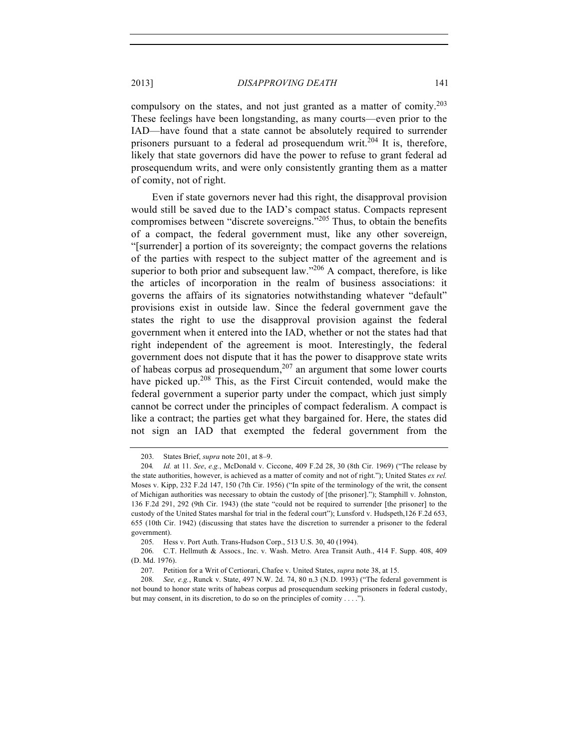compulsory on the states, and not just granted as a matter of comity.[203] These feelings have been longstanding, as many courts—even prior to the IAD—have found that a state cannot be absolutely required to surrender prisoners pursuant to a federal ad prosequendum writ.[204] It is, therefore, likely that state governors did have the power to refuse to grant federal ad prosequendum writs, and were only consistently granting them as a matter of comity, not of right.

Even if state governors never had this right, the disapproval provision would still be saved due to the IAD's compact status. Compacts represent compromises between "discrete sovereigns."[205] Thus, to obtain the benefits of a compact, the federal government must, like any other sovereign, "[surrender] a portion of its sovereignty; the compact governs the relations of the parties with respect to the subject matter of the agreement and is superior to both prior and subsequent law."[206] A compact, therefore, is like the articles of incorporation in the realm of business associations: it governs the affairs of its signatories notwithstanding whatever "default" provisions exist in outside law. Since the federal government gave the states the right to use the disapproval provision against the federal government when it entered into the IAD, whether or not the states had that right independent of the agreement is moot. Interestingly, the federal government does not dispute that it has the power to disapprove state writs of habeas corpus ad prosequendum,[207] an argument that some lower courts have picked up.[208] This, as the First Circuit contended, would make the federal government a superior party under the compact, which just simply cannot be correct under the principles of compact federalism. A compact is like a contract; the parties get what they bargained for. Here, the states did not sign an IAD that exempted the federal government from the

---

203. States Brief, *supra* note 201, at 8–9.

204. *Id.* at 11. *See*, *e.g.*, McDonald v. Ciccone, 409 F.2d 28, 30 (8th Cir. 1969) ("The release by the state authorities, however, is achieved as a matter of comity and not of right."); United States *ex rel.* Moses v. Kipp, 232 F.2d 147, 150 (7th Cir. 1956) ("In spite of the terminology of the writ, the consent of Michigan authorities was necessary to obtain the custody of [the prisoner]."); Stamphill v. Johnston, 136 F.2d 291, 292 (9th Cir. 1943) (the state "could not be required to surrender [the prisoner] to the custody of the United States marshal for trial in the federal court"); Lunsford v. Hudspeth,126 F.2d 653, 655 (10th Cir. 1942) (discussing that states have the discretion to surrender a prisoner to the federal government).

205. Hess v. Port Auth. Trans-Hudson Corp., 513 U.S. 30, 40 (1994).

206. C.T. Hellmuth & Assocs., Inc. v. Wash. Metro. Area Transit Auth., 414 F. Supp. 408, 409 (D. Md. 1976).

207. Petition for a Writ of Certiorari, Chafee v. United States, *supra* note 38, at 15.

208. *See, e.g.*, Runck v. State, 497 N.W. 2d. 74, 80 n.3 (N.D. 1993) ("The federal government is not bound to honor state writs of habeas corpus ad prosequendum seeking prisoners in federal custody, but may consent, in its discretion, to do so on the principles of comity . . . .").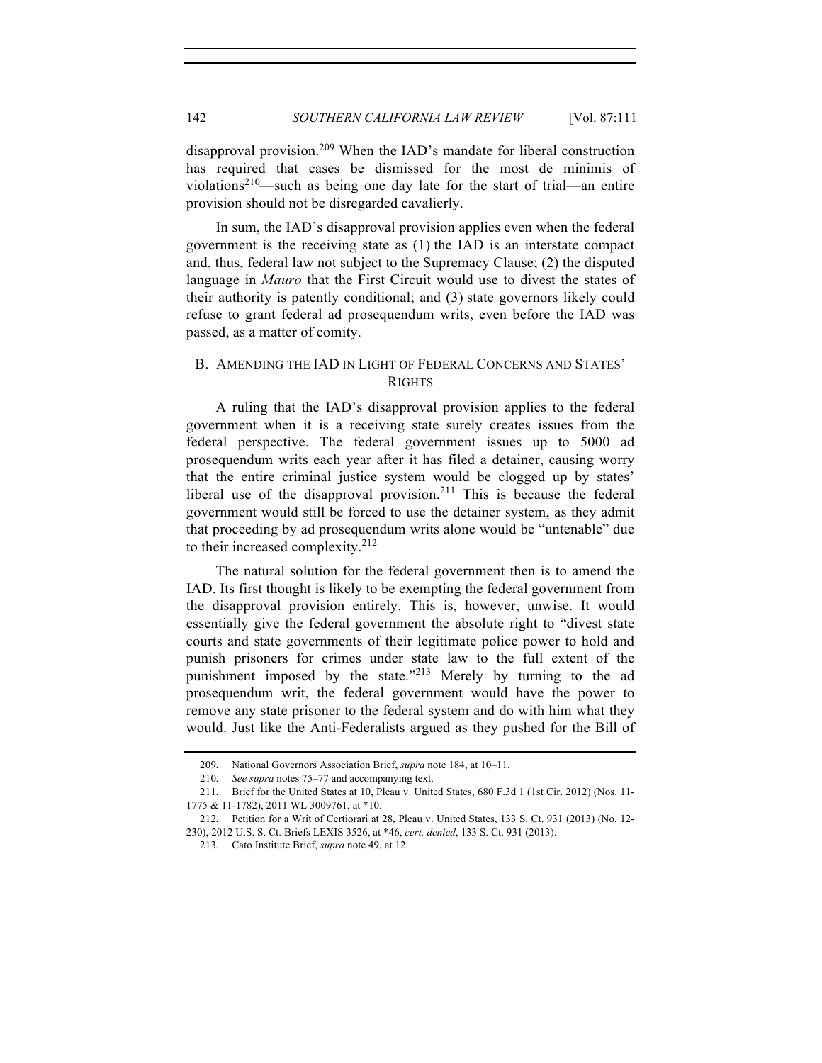disapproval provision.[209] When the IAD's mandate for liberal construction has required that cases be dismissed for the most de minimis of violations[210]—such as being one day late for the start of trial—an entire provision should not be disregarded cavalierly.

In sum, the IAD's disapproval provision applies even when the federal government is the receiving state as (1) the IAD is an interstate compact and, thus, federal law not subject to the Supremacy Clause; (2) the disputed language in *Mauro* that the First Circuit would use to divest the states of their authority is patently conditional; and (3) state governors likely could refuse to grant federal ad prosequendum writs, even before the IAD was passed, as a matter of comity.

## B. AMENDING THE IAD IN LIGHT OF FEDERAL CONCERNS AND STATES' RIGHTS

A ruling that the IAD's disapproval provision applies to the federal government when it is a receiving state surely creates issues from the federal perspective. The federal government issues up to 5000 ad prosequendum writs each year after it has filed a detainer, causing worry that the entire criminal justice system would be clogged up by states' liberal use of the disapproval provision.[211] This is because the federal government would still be forced to use the detainer system, as they admit that proceeding by ad prosequendum writs alone would be "untenable" due to their increased complexity.[212]

The natural solution for the federal government then is to amend the IAD. Its first thought is likely to be exempting the federal government from the disapproval provision entirely. This is, however, unwise. It would essentially give the federal government the absolute right to "divest state courts and state governments of their legitimate police power to hold and punish prisoners for crimes under state law to the full extent of the punishment imposed by the state."[213] Merely by turning to the ad prosequendum writ, the federal government would have the power to remove any state prisoner to the federal system and do with him what they would. Just like the Anti-Federalists argued as they pushed for the Bill of

---

209. National Governors Association Brief, *supra* note 184, at 10–11.

210. *See supra* notes 75–77 and accompanying text.

211. Brief for the United States at 10, Pleau v. United States, 680 F.3d 1 (1st Cir. 2012) (Nos. 11-1775 & 11-1782), 2011 WL 3009761, at *10.

212. Petition for a Writ of Certiorari at 28, Pleau v. United States, 133 S. Ct. 931 (2013) (No. 12-230), 2012 U.S. S. Ct. Briefs LEXIS 3526, at *46, *cert. denied*, 133 S. Ct. 931 (2013).

213. Cato Institute Brief, *supra* note 49, at 12.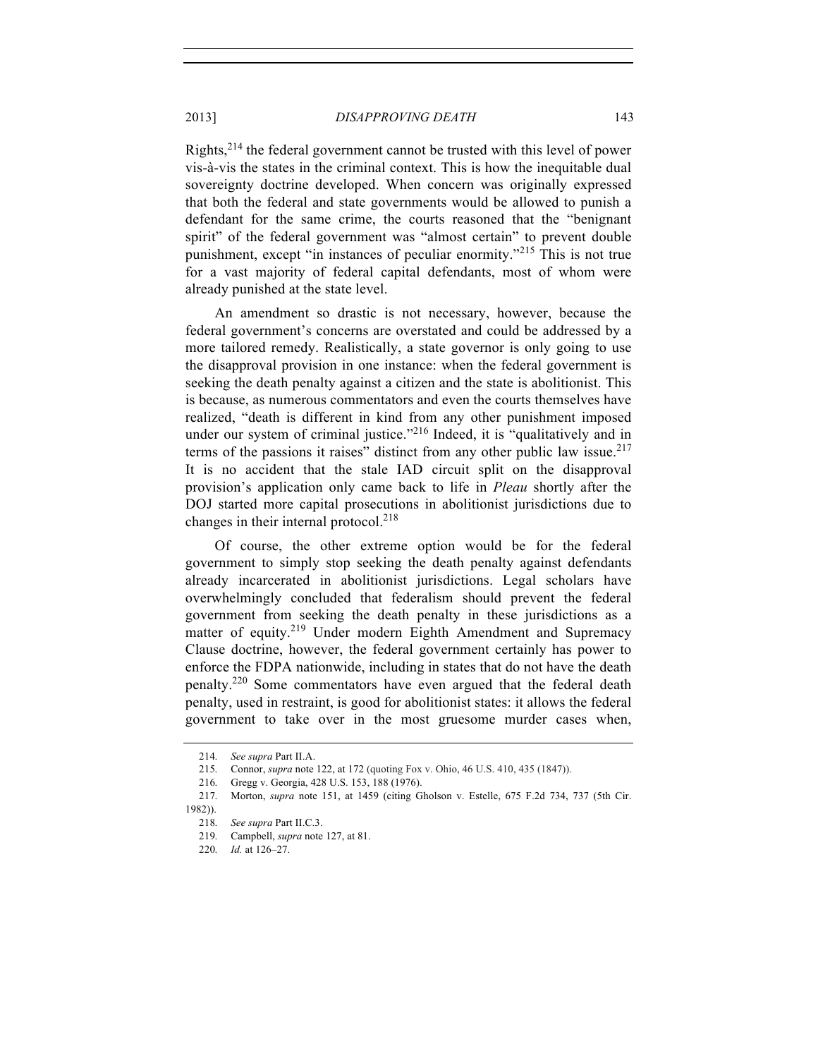Rights,[214] the federal government cannot be trusted with this level of power vis-à-vis the states in the criminal context. This is how the inequitable dual sovereignty doctrine developed. When concern was originally expressed that both the federal and state governments would be allowed to punish a defendant for the same crime, the courts reasoned that the "benignant spirit" of the federal government was "almost certain" to prevent double punishment, except "in instances of peculiar enormity."[215] This is not true for a vast majority of federal capital defendants, most of whom were already punished at the state level.

An amendment so drastic is not necessary, however, because the federal government's concerns are overstated and could be addressed by a more tailored remedy. Realistically, a state governor is only going to use the disapproval provision in one instance: when the federal government is seeking the death penalty against a citizen and the state is abolitionist. This is because, as numerous commentators and even the courts themselves have realized, "death is different in kind from any other punishment imposed under our system of criminal justice."[216] Indeed, it is "qualitatively and in terms of the passions it raises" distinct from any other public law issue.[217] It is no accident that the stale IAD circuit split on the disapproval provision's application only came back to life in *Pleau* shortly after the DOJ started more capital prosecutions in abolitionist jurisdictions due to changes in their internal protocol.[218]

Of course, the other extreme option would be for the federal government to simply stop seeking the death penalty against defendants already incarcerated in abolitionist jurisdictions. Legal scholars have overwhelmingly concluded that federalism should prevent the federal government from seeking the death penalty in these jurisdictions as a matter of equity.[219] Under modern Eighth Amendment and Supremacy Clause doctrine, however, the federal government certainly has power to enforce the FDPA nationwide, including in states that do not have the death penalty.[220] Some commentators have even argued that the federal death penalty, used in restraint, is good for abolitionist states: it allows the federal government to take over in the most gruesome murder cases when,

---

214. *See supra* Part II.A.

215. Connor, *supra* note 122, at 172 (quoting Fox v. Ohio, 46 U.S. 410, 435 (1847)).

216. Gregg v. Georgia, 428 U.S. 153, 188 (1976).

217. Morton, *supra* note 151, at 1459 (citing Gholson v. Estelle, 675 F.2d 734, 737 (5th Cir. 1982)).

218. *See supra* Part II.C.3.

219. Campbell, *supra* note 127, at 81.

220. *Id.* at 126–27.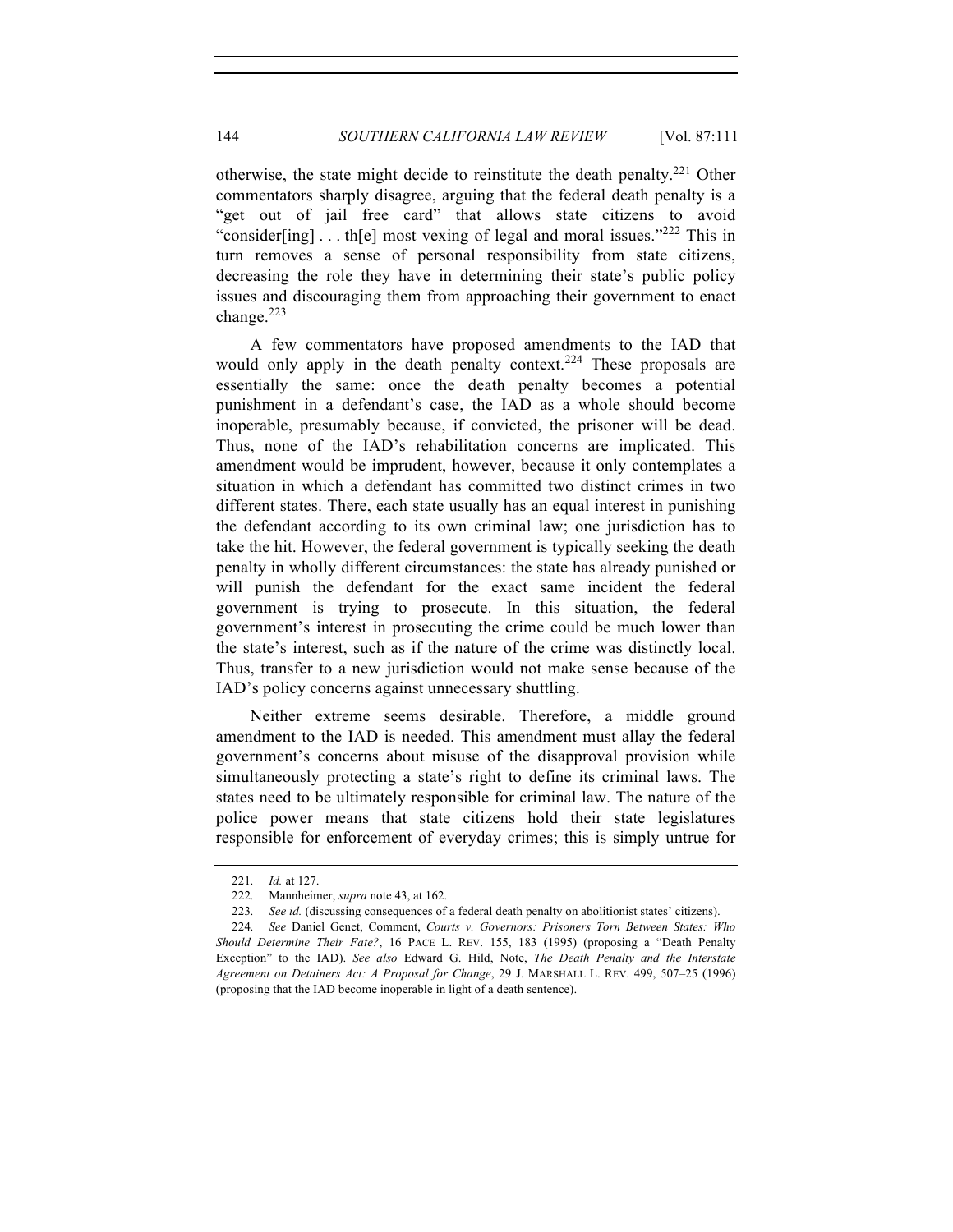otherwise, the state might decide to reinstitute the death penalty.[221] Other commentators sharply disagree, arguing that the federal death penalty is a "get out of jail free card" that allows state citizens to avoid "consider[ing] . . . th[e] most vexing of legal and moral issues."[222] This in turn removes a sense of personal responsibility from state citizens, decreasing the role they have in determining their state's public policy issues and discouraging them from approaching their government to enact change.[223]

A few commentators have proposed amendments to the IAD that would only apply in the death penalty context.[224] These proposals are essentially the same: once the death penalty becomes a potential punishment in a defendant's case, the IAD as a whole should become inoperable, presumably because, if convicted, the prisoner will be dead. Thus, none of the IAD's rehabilitation concerns are implicated. This amendment would be imprudent, however, because it only contemplates a situation in which a defendant has committed two distinct crimes in two different states. There, each state usually has an equal interest in punishing the defendant according to its own criminal law; one jurisdiction has to take the hit. However, the federal government is typically seeking the death penalty in wholly different circumstances: the state has already punished or will punish the defendant for the exact same incident the federal government is trying to prosecute. In this situation, the federal government's interest in prosecuting the crime could be much lower than the state's interest, such as if the nature of the crime was distinctly local. Thus, transfer to a new jurisdiction would not make sense because of the IAD's policy concerns against unnecessary shuttling.

Neither extreme seems desirable. Therefore, a middle ground amendment to the IAD is needed. This amendment must allay the federal government's concerns about misuse of the disapproval provision while simultaneously protecting a state's right to define its criminal laws. The states need to be ultimately responsible for criminal law. The nature of the police power means that state citizens hold their state legislatures responsible for enforcement of everyday crimes; this is simply untrue for

221. *Id.* at 127.

222. Mannheimer, *supra* note 43, at 162.

223. *See id.* (discussing consequences of a federal death penalty on abolitionist states' citizens).

224. *See* Daniel Genet, Comment, *Courts v. Governors: Prisoners Torn Between States: Who Should Determine Their Fate?*, 16 PACE L. REV. 155, 183 (1995) (proposing a "Death Penalty Exception" to the IAD). *See also* Edward G. Hild, Note, *The Death Penalty and the Interstate Agreement on Detainers Act: A Proposal for Change*, 29 J. MARSHALL L. REV. 499, 507–25 (1996) (proposing that the IAD become inoperable in light of a death sentence).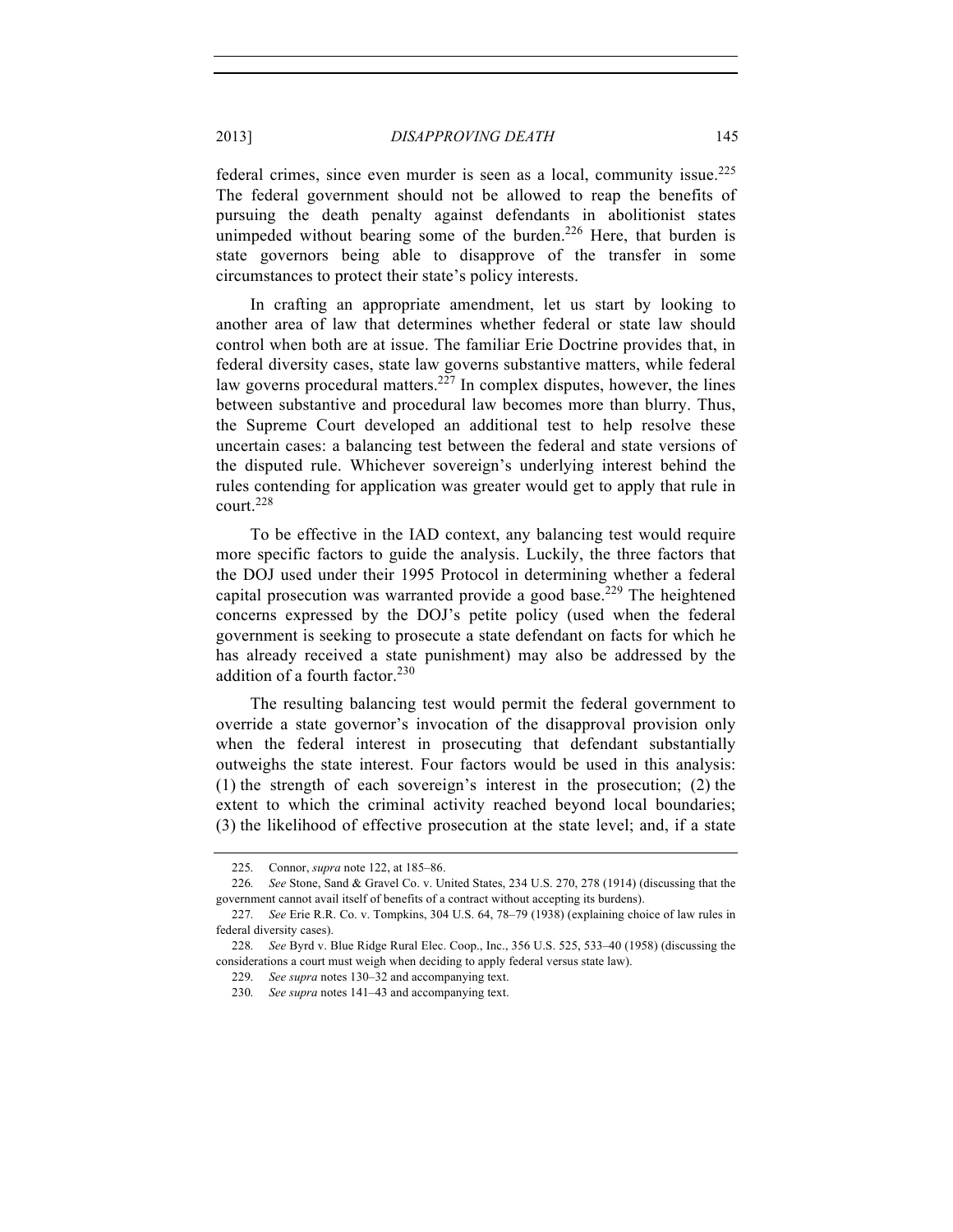federal crimes, since even murder is seen as a local, community issue.[225] The federal government should not be allowed to reap the benefits of pursuing the death penalty against defendants in abolitionist states unimpeded without bearing some of the burden.[226] Here, that burden is state governors being able to disapprove of the transfer in some circumstances to protect their state's policy interests.

In crafting an appropriate amendment, let us start by looking to another area of law that determines whether federal or state law should control when both are at issue. The familiar Erie Doctrine provides that, in federal diversity cases, state law governs substantive matters, while federal law governs procedural matters.[227] In complex disputes, however, the lines between substantive and procedural law becomes more than blurry. Thus, the Supreme Court developed an additional test to help resolve these uncertain cases: a balancing test between the federal and state versions of the disputed rule. Whichever sovereign's underlying interest behind the rules contending for application was greater would get to apply that rule in court.[228]

To be effective in the IAD context, any balancing test would require more specific factors to guide the analysis. Luckily, the three factors that the DOJ used under their 1995 Protocol in determining whether a federal capital prosecution was warranted provide a good base.[229] The heightened concerns expressed by the DOJ's petite policy (used when the federal government is seeking to prosecute a state defendant on facts for which he has already received a state punishment) may also be addressed by the addition of a fourth factor.[230]

The resulting balancing test would permit the federal government to override a state governor's invocation of the disapproval provision only when the federal interest in prosecuting that defendant substantially outweighs the state interest. Four factors would be used in this analysis: (1) the strength of each sovereign's interest in the prosecution; (2) the extent to which the criminal activity reached beyond local boundaries; (3) the likelihood of effective prosecution at the state level; and, if a state

---

225. Connor, *supra* note 122, at 185–86.

226. *See* Stone, Sand & Gravel Co. v. United States, 234 U.S. 270, 278 (1914) (discussing that the government cannot avail itself of benefits of a contract without accepting its burdens).

227. *See* Erie R.R. Co. v. Tompkins, 304 U.S. 64, 78–79 (1938) (explaining choice of law rules in federal diversity cases).

228. *See* Byrd v. Blue Ridge Rural Elec. Coop., Inc., 356 U.S. 525, 533–40 (1958) (discussing the considerations a court must weigh when deciding to apply federal versus state law).

229. *See supra* notes 130–32 and accompanying text.

230. *See supra* notes 141–43 and accompanying text.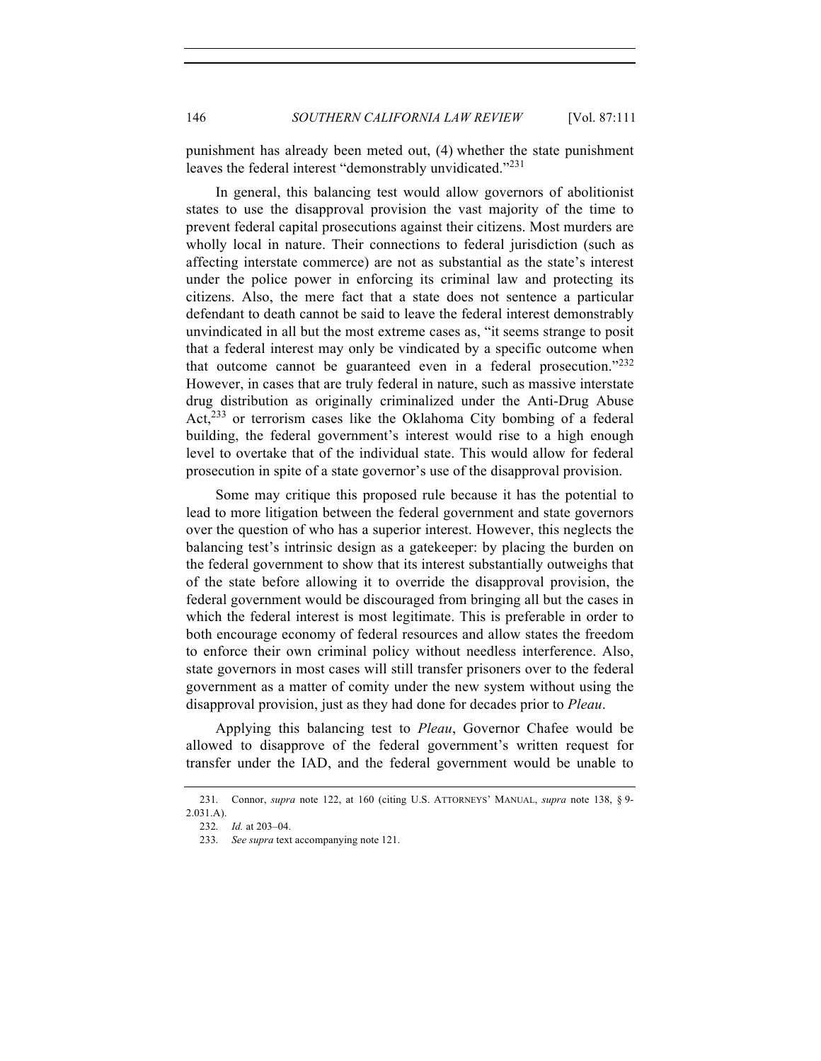punishment has already been meted out, (4) whether the state punishment leaves the federal interest "demonstrably unvidicated."[231]

In general, this balancing test would allow governors of abolitionist states to use the disapproval provision the vast majority of the time to prevent federal capital prosecutions against their citizens. Most murders are wholly local in nature. Their connections to federal jurisdiction (such as affecting interstate commerce) are not as substantial as the state's interest under the police power in enforcing its criminal law and protecting its citizens. Also, the mere fact that a state does not sentence a particular defendant to death cannot be said to leave the federal interest demonstrably unvindicated in all but the most extreme cases as, "it seems strange to posit that a federal interest may only be vindicated by a specific outcome when that outcome cannot be guaranteed even in a federal prosecution."[232] However, in cases that are truly federal in nature, such as massive interstate drug distribution as originally criminalized under the Anti-Drug Abuse Act,[233] or terrorism cases like the Oklahoma City bombing of a federal building, the federal government's interest would rise to a high enough level to overtake that of the individual state. This would allow for federal prosecution in spite of a state governor's use of the disapproval provision.

Some may critique this proposed rule because it has the potential to lead to more litigation between the federal government and state governors over the question of who has a superior interest. However, this neglects the balancing test's intrinsic design as a gatekeeper: by placing the burden on the federal government to show that its interest substantially outweighs that of the state before allowing it to override the disapproval provision, the federal government would be discouraged from bringing all but the cases in which the federal interest is most legitimate. This is preferable in order to both encourage economy of federal resources and allow states the freedom to enforce their own criminal policy without needless interference. Also, state governors in most cases will still transfer prisoners over to the federal government as a matter of comity under the new system without using the disapproval provision, just as they had done for decades prior to *Pleau*.

Applying this balancing test to *Pleau*, Governor Chafee would be allowed to disapprove of the federal government's written request for transfer under the IAD, and the federal government would be unable to

---

231. Connor, *supra* note 122, at 160 (citing U.S. ATTORNEYS' MANUAL, *supra* note 138, § 9-2.031.A).

232. *Id.* at 203–04.

233. *See supra* text accompanying note 121.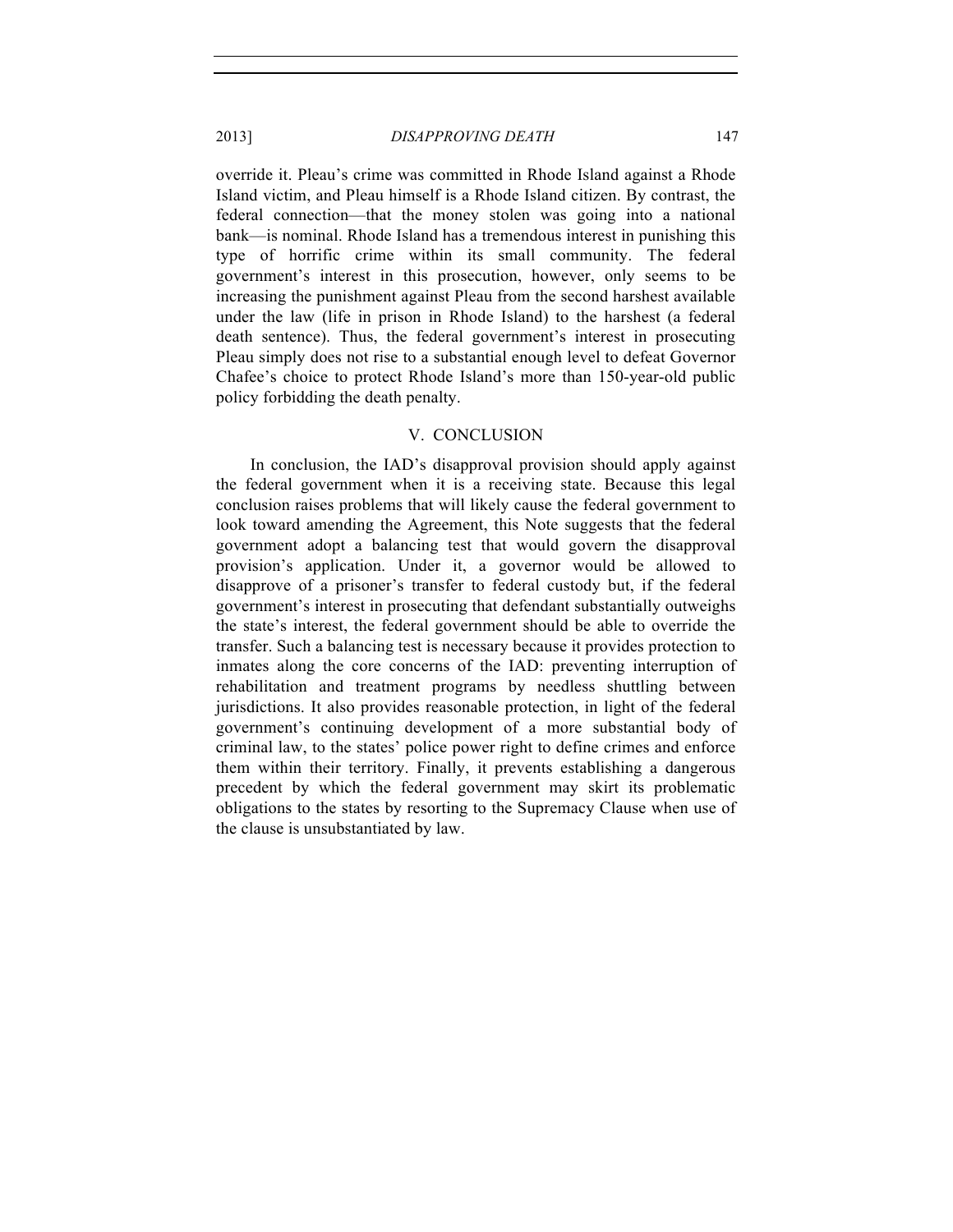override it. Pleau's crime was committed in Rhode Island against a Rhode Island victim, and Pleau himself is a Rhode Island citizen. By contrast, the federal connection—that the money stolen was going into a national bank—is nominal. Rhode Island has a tremendous interest in punishing this type of horrific crime within its small community. The federal government's interest in this prosecution, however, only seems to be increasing the punishment against Pleau from the second harshest available under the law (life in prison in Rhode Island) to the harshest (a federal death sentence). Thus, the federal government's interest in prosecuting Pleau simply does not rise to a substantial enough level to defeat Governor Chafee's choice to protect Rhode Island's more than 150-year-old public policy forbidding the death penalty.

## V. CONCLUSION

In conclusion, the IAD's disapproval provision should apply against the federal government when it is a receiving state. Because this legal conclusion raises problems that will likely cause the federal government to look toward amending the Agreement, this Note suggests that the federal government adopt a balancing test that would govern the disapproval provision's application. Under it, a governor would be allowed to disapprove of a prisoner's transfer to federal custody but, if the federal government's interest in prosecuting that defendant substantially outweighs the state's interest, the federal government should be able to override the transfer. Such a balancing test is necessary because it provides protection to inmates along the core concerns of the IAD: preventing interruption of rehabilitation and treatment programs by needless shuttling between jurisdictions. It also provides reasonable protection, in light of the federal government's continuing development of a more substantial body of criminal law, to the states' police power right to define crimes and enforce them within their territory. Finally, it prevents establishing a dangerous precedent by which the federal government may skirt its problematic obligations to the states by resorting to the Supremacy Clause when use of the clause is unsubstantiated by law.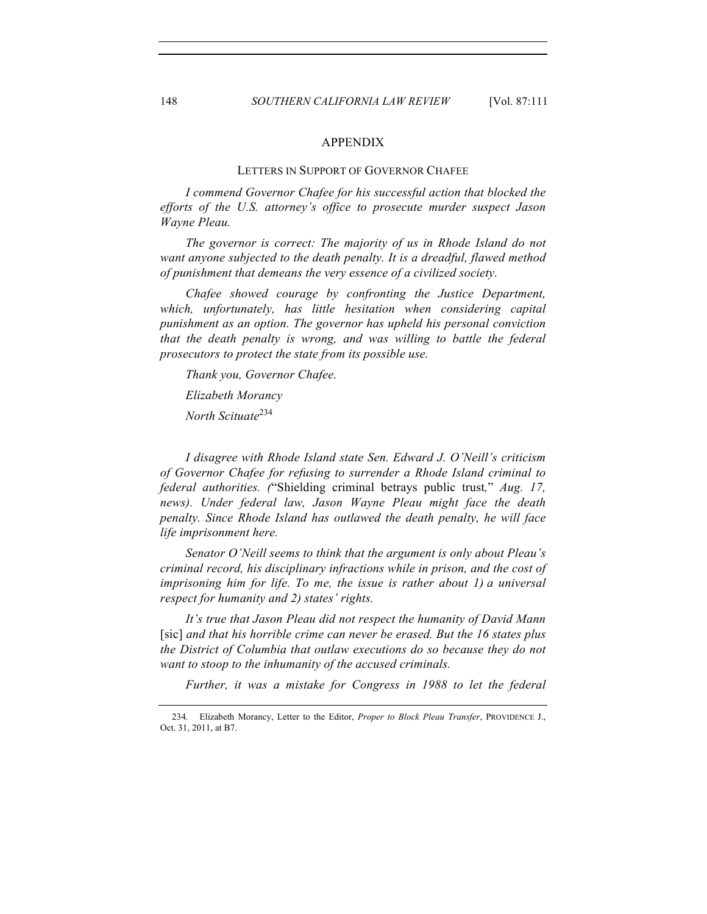## APPENDIX

### LETTERS IN SUPPORT OF GOVERNOR CHAFEE

*I commend Governor Chafee for his successful action that blocked the efforts of the U.S. attorney's office to prosecute murder suspect Jason Wayne Pleau.*

*The governor is correct: The majority of us in Rhode Island do not want anyone subjected to the death penalty. It is a dreadful, flawed method of punishment that demeans the very essence of a civilized society.*

*Chafee showed courage by confronting the Justice Department, which, unfortunately, has little hesitation when considering capital punishment as an option. The governor has upheld his personal conviction that the death penalty is wrong, and was willing to battle the federal prosecutors to protect the state from its possible use.*

*Thank you, Governor Chafee.*

*Elizabeth Morancy*

*North Scituate*[234]

*I disagree with Rhode Island state Sen. Edward J. O'Neill's criticism of Governor Chafee for refusing to surrender a Rhode Island criminal to federal authorities. (*"Shielding criminal betrays public trust," *Aug. 17, news). Under federal law, Jason Wayne Pleau might face the death penalty. Since Rhode Island has outlawed the death penalty, he will face life imprisonment here.*

*Senator O'Neill seems to think that the argument is only about Pleau's criminal record, his disciplinary infractions while in prison, and the cost of imprisoning him for life. To me, the issue is rather about 1) a universal respect for humanity and 2) states' rights.*

*It's true that Jason Pleau did not respect the humanity of David Mann* [sic] *and that his horrible crime can never be erased. But the 16 states plus the District of Columbia that outlaw executions do so because they do not want to stoop to the inhumanity of the accused criminals.*

*Further, it was a mistake for Congress in 1988 to let the federal*

---

234. Elizabeth Morancy, Letter to the Editor, *Proper to Block Pleau Transfer*, PROVIDENCE J., Oct. 31, 2011, at B7.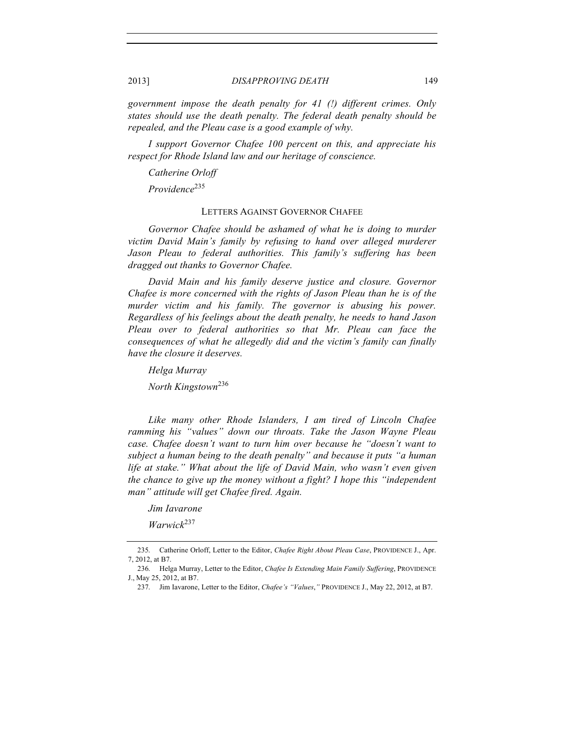*government impose the death penalty for 41 (!) different crimes. Only states should use the death penalty. The federal death penalty should be repealed, and the Pleau case is a good example of why.*

*I support Governor Chafee 100 percent on this, and appreciate his respect for Rhode Island law and our heritage of conscience.*

*Catherine Orloff*

*Providence*[235]

## LETTERS AGAINST GOVERNOR CHAFEE

*Governor Chafee should be ashamed of what he is doing to murder victim David Main's family by refusing to hand over alleged murderer Jason Pleau to federal authorities. This family's suffering has been dragged out thanks to Governor Chafee.*

*David Main and his family deserve justice and closure. Governor Chafee is more concerned with the rights of Jason Pleau than he is of the murder victim and his family. The governor is abusing his power. Regardless of his feelings about the death penalty, he needs to hand Jason Pleau over to federal authorities so that Mr. Pleau can face the consequences of what he allegedly did and the victim's family can finally have the closure it deserves.*

*Helga Murray*

*North Kingstown*[236]

*Like many other Rhode Islanders, I am tired of Lincoln Chafee ramming his "values" down our throats. Take the Jason Wayne Pleau case. Chafee doesn't want to turn him over because he "doesn't want to subject a human being to the death penalty" and because it puts "a human life at stake." What about the life of David Main, who wasn't even given the chance to give up the money without a fight? I hope this "independent man" attitude will get Chafee fired. Again.*

*Jim Iavarone*

*Warwick*[237]

---

235. Catherine Orloff, Letter to the Editor, *Chafee Right About Pleau Case*, PROVIDENCE J., Apr. 7, 2012, at B7.

236. Helga Murray, Letter to the Editor, *Chafee Is Extending Main Family Suffering*, PROVIDENCE J., May 25, 2012, at B7.

237. Jim Iavarone, Letter to the Editor, *Chafee's "Values*,*"* PROVIDENCE J., May 22, 2012, at B7.